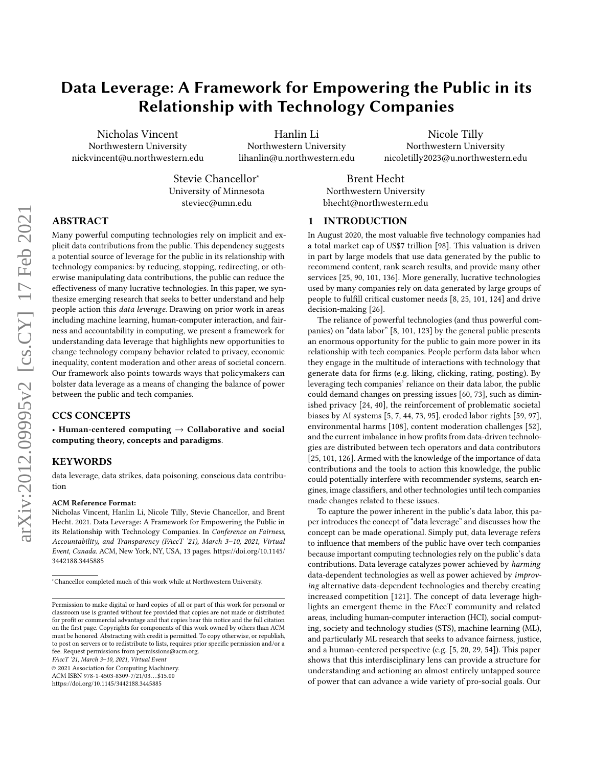# Data Leverage: A Framework for Empowering the Public in its Relationship with Technology Companies

Nicholas Vincent
Northwestern University
nickvincent@u.northwestern.edu

Hanlin Li
Northwestern University
lihanlin@u.northwestern.edu

Nicole Tilly
Northwestern University
nicoletilly2023@u.northwestern.edu

Stevie Chancellor*
University of Minnesota
steviec@umn.edu

Brent Hecht
Northwestern University
bhecht@northwestern.edu

## ABSTRACT

Many powerful computing technologies rely on implicit and explicit data contributions from the public. This dependency suggests a potential source of leverage for the public in its relationship with technology companies: by reducing, stopping, redirecting, or otherwise manipulating data contributions, the public can reduce the effectiveness of many lucrative technologies. In this paper, we synthesize emerging research that seeks to better understand and help people action this *data leverage*. Drawing on prior work in areas including machine learning, human-computer interaction, and fairness and accountability in computing, we present a framework for understanding data leverage that highlights new opportunities to change technology company behavior related to privacy, economic inequality, content moderation and other areas of societal concern. Our framework also points towards ways that policymakers can bolster data leverage as a means of changing the balance of power between the public and tech companies.

## CCS CONCEPTS

• **Human-centered computing → Collaborative and social computing theory, concepts and paradigms**.

## KEYWORDS

data leverage, data strikes, data poisoning, conscious data contribution

**ACM Reference Format:**
Nicholas Vincent, Hanlin Li, Nicole Tilly, Stevie Chancellor, and Brent Hecht. 2021. Data Leverage: A Framework for Empowering the Public in its Relationship with Technology Companies. In *Conference on Fairness, Accountability, and Transparency (FAccT '21), March 3–10, 2021, Virtual Event, Canada.* ACM, New York, NY, USA, 13 pages. https://doi.org/10.1145/3442188.3445885

*Chancellor completed much of this work while at Northwestern University.

Permission to make digital or hard copies of all or part of this work for personal or classroom use is granted without fee provided that copies are not made or distributed for profit or commercial advantage and that copies bear this notice and the full citation on the first page. Copyrights for components of this work owned by others than ACM must be honored. Abstracting with credit is permitted. To copy otherwise, or republish, to post on servers or to redistribute to lists, requires prior specific permission and/or a fee. Request permissions from permissions@acm.org.
*FAccT '21, March 3–10, 2021, Virtual Event*
© 2021 Association for Computing Machinery.
ACM ISBN 978-1-4503-8309-7/21/03...$15.00
https://doi.org/10.1145/3442188.3445885

## 1 INTRODUCTION

In August 2020, the most valuable five technology companies had a total market cap of US$7 trillion [98]. This valuation is driven in part by large models that use data generated by the public to recommend content, rank search results, and provide many other services [25, 90, 101, 136]. More generally, lucrative technologies used by many companies rely on data generated by large groups of people to fulfill critical customer needs [8, 25, 101, 124] and drive decision-making [26].

The reliance of powerful technologies (and thus powerful companies) on "data labor" [8, 101, 123] by the general public presents an enormous opportunity for the public to gain more power in its relationship with tech companies. People perform data labor when they engage in the multitude of interactions with technology that generate data for firms (e.g. liking, clicking, rating, posting). By leveraging tech companies' reliance on their data labor, the public could demand changes on pressing issues [60, 73], such as diminished privacy [24, 40], the reinforcement of problematic societal biases by AI systems [5, 7, 44, 73, 95], eroded labor rights [59, 97], environmental harms [108], content moderation challenges [52], and the current imbalance in how profits from data-driven technologies are distributed between tech operators and data contributors [25, 101, 126]. Armed with the knowledge of the importance of data contributions and the tools to action this knowledge, the public could potentially interfere with recommender systems, search engines, image classifiers, and other technologies until tech companies made changes related to these issues.

To capture the power inherent in the public's data labor, this paper introduces the concept of "data leverage" and discusses how the concept can be made operational. Simply put, data leverage refers to influence that members of the public have over tech companies because important computing technologies rely on the public's data contributions. Data leverage catalyzes power achieved by *harming* data-dependent technologies as well as power achieved by *improving* alternative data-dependent technologies and thereby creating increased competition [121]. The concept of data leverage highlights an emergent theme in the FAccT community and related areas, including human-computer interaction (HCI), social computing, society and technology studies (STS), machine learning (ML), and particularly ML research that seeks to advance fairness, justice, and a human-centered perspective (e.g. [5, 20, 29, 54]). This paper shows that this interdisciplinary lens can provide a structure for understanding and actioning an almost entirely untapped source of power that can advance a wide variety of pro-social goals. Our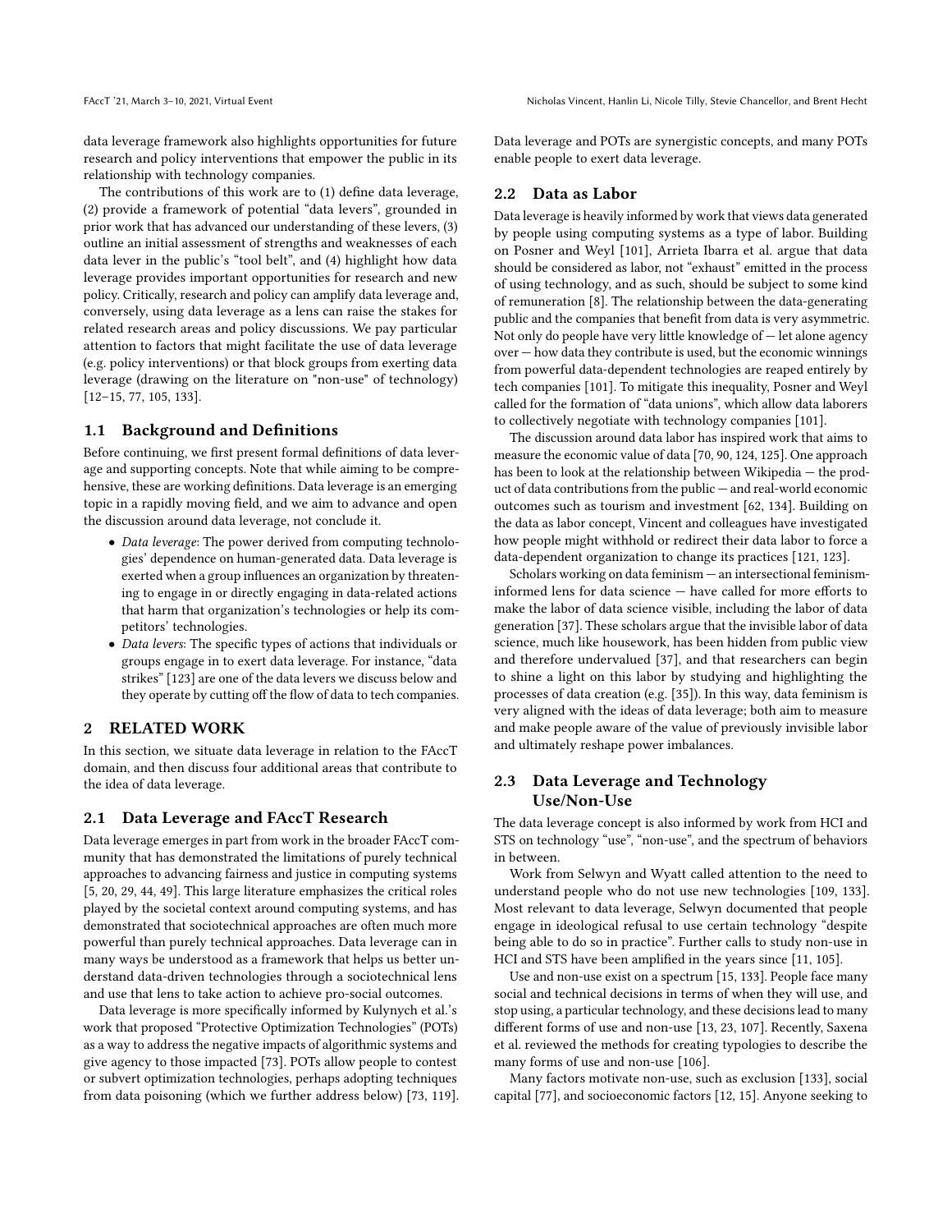data leverage framework also highlights opportunities for future research and policy interventions that empower the public in its relationship with technology companies.

The contributions of this work are to (1) define data leverage, (2) provide a framework of potential "data levers", grounded in prior work that has advanced our understanding of these levers, (3) outline an initial assessment of strengths and weaknesses of each data lever in the public's "tool belt", and (4) highlight how data leverage provides important opportunities for research and new policy. Critically, research and policy can amplify data leverage and, conversely, using data leverage as a lens can raise the stakes for related research areas and policy discussions. We pay particular attention to factors that might facilitate the use of data leverage (e.g. policy interventions) or that block groups from exerting data leverage (drawing on the literature on "non-use" of technology) [12–15, 77, 105, 133].

## 1.1 Background and Definitions

Before continuing, we first present formal definitions of data leverage and supporting concepts. Note that while aiming to be comprehensive, these are working definitions. Data leverage is an emerging topic in a rapidly moving field, and we aim to advance and open the discussion around data leverage, not conclude it.

- *Data leverage*: The power derived from computing technologies' dependence on human-generated data. Data leverage is exerted when a group influences an organization by threatening to engage in or directly engaging in data-related actions that harm that organization's technologies or help its competitors' technologies.
- *Data levers*: The specific types of actions that individuals or groups engage in to exert data leverage. For instance, "data strikes" [123] are one of the data levers we discuss below and they operate by cutting off the flow of data to tech companies.

# 2 RELATED WORK

In this section, we situate data leverage in relation to the FAccT domain, and then discuss four additional areas that contribute to the idea of data leverage.

## 2.1 Data Leverage and FAccT Research

Data leverage emerges in part from work in the broader FAccT community that has demonstrated the limitations of purely technical approaches to advancing fairness and justice in computing systems [5, 20, 29, 44, 49]. This large literature emphasizes the critical roles played by the societal context around computing systems, and has demonstrated that sociotechnical approaches are often much more powerful than purely technical approaches. Data leverage can in many ways be understood as a framework that helps us better understand data-driven technologies through a sociotechnical lens and use that lens to take action to achieve pro-social outcomes.

Data leverage is more specifically informed by Kulynych et al.'s work that proposed "Protective Optimization Technologies" (POTs) as a way to address the negative impacts of algorithmic systems and give agency to those impacted [73]. POTs allow people to contest or subvert optimization technologies, perhaps adopting techniques from data poisoning (which we further address below) [73, 119]. Data leverage and POTs are synergistic concepts, and many POTs enable people to exert data leverage.

## 2.2 Data as Labor

Data leverage is heavily informed by work that views data generated by people using computing systems as a type of labor. Building on Posner and Weyl [101], Arrieta Ibarra et al. argue that data should be considered as labor, not "exhaust" emitted in the process of using technology, and as such, should be subject to some kind of remuneration [8]. The relationship between the data-generating public and the companies that benefit from data is very asymmetric. Not only do people have very little knowledge of — let alone agency over — how data they contribute is used, but the economic winnings from powerful data-dependent technologies are reaped entirely by tech companies [101]. To mitigate this inequality, Posner and Weyl called for the formation of "data unions", which allow data laborers to collectively negotiate with technology companies [101].

The discussion around data labor has inspired work that aims to measure the economic value of data [70, 90, 124, 125]. One approach has been to look at the relationship between Wikipedia — the product of data contributions from the public — and real-world economic outcomes such as tourism and investment [62, 134]. Building on the data as labor concept, Vincent and colleagues have investigated how people might withhold or redirect their data labor to force a data-dependent organization to change its practices [121, 123].

Scholars working on data feminism — an intersectional feminism-informed lens for data science — have called for more efforts to make the labor of data science visible, including the labor of data generation [37]. These scholars argue that the invisible labor of data science, much like housework, has been hidden from public view and therefore undervalued [37], and that researchers can begin to shine a light on this labor by studying and highlighting the processes of data creation (e.g. [35]). In this way, data feminism is very aligned with the ideas of data leverage; both aim to measure and make people aware of the value of previously invisible labor and ultimately reshape power imbalances.

## 2.3 Data Leverage and Technology Use/Non-Use

The data leverage concept is also informed by work from HCI and STS on technology "use", "non-use", and the spectrum of behaviors in between.

Work from Selwyn and Wyatt called attention to the need to understand people who do not use new technologies [109, 133]. Most relevant to data leverage, Selwyn documented that people engage in ideological refusal to use certain technology "despite being able to do so in practice". Further calls to study non-use in HCI and STS have been amplified in the years since [11, 105].

Use and non-use exist on a spectrum [15, 133]. People face many social and technical decisions in terms of when they will use, and stop using, a particular technology, and these decisions lead to many different forms of use and non-use [13, 23, 107]. Recently, Saxena et al. reviewed the methods for creating typologies to describe the many forms of use and non-use [106].

Many factors motivate non-use, such as exclusion [133], social capital [77], and socioeconomic factors [12, 15]. Anyone seeking to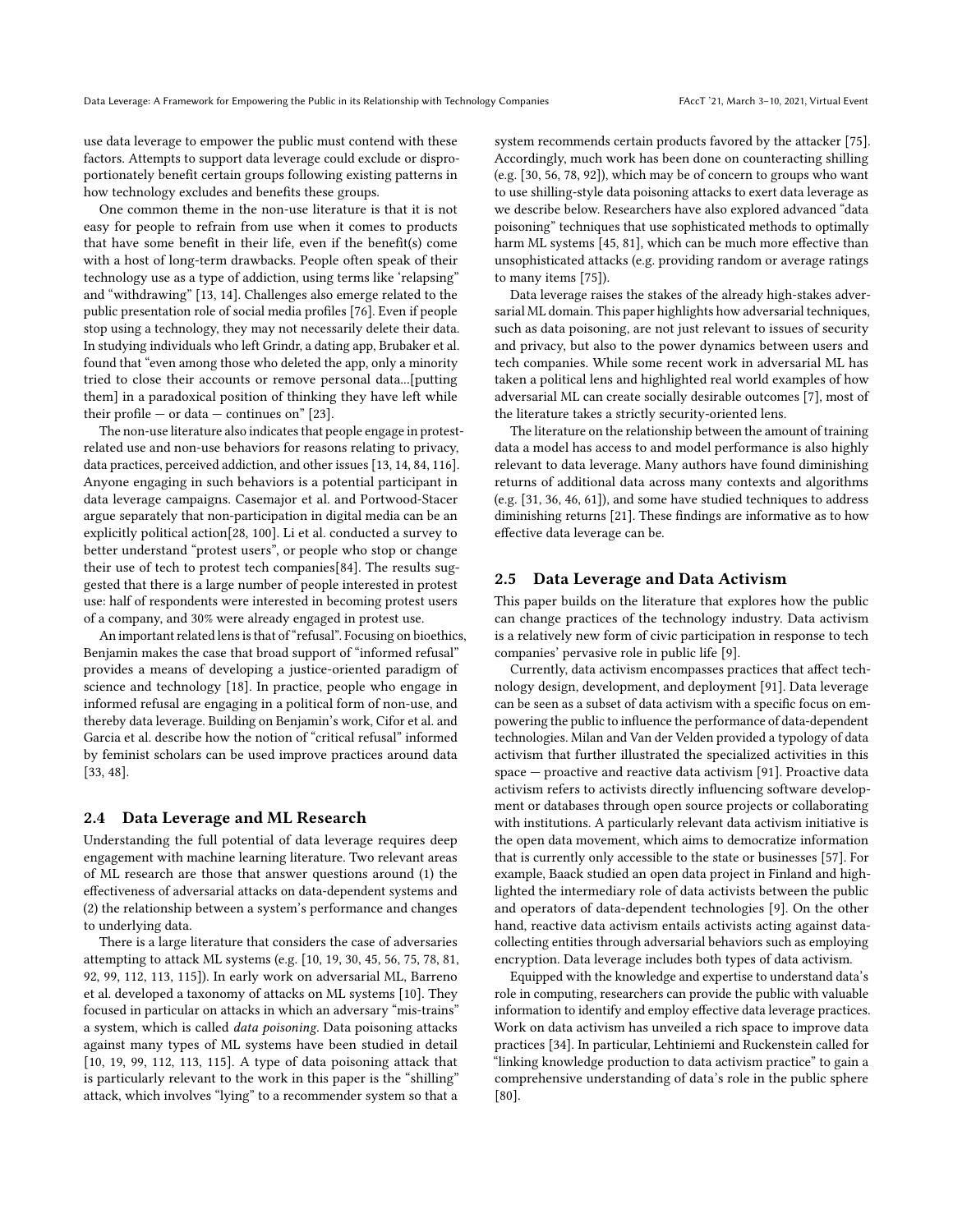use data leverage to empower the public must contend with these factors. Attempts to support data leverage could exclude or disproportionately benefit certain groups following existing patterns in how technology excludes and benefits these groups.

One common theme in the non-use literature is that it is not easy for people to refrain from use when it comes to products that have some benefit in their life, even if the benefit(s) come with a host of long-term drawbacks. People often speak of their technology use as a type of addiction, using terms like 'relapsing" and "withdrawing" [13, 14]. Challenges also emerge related to the public presentation role of social media profiles [76]. Even if people stop using a technology, they may not necessarily delete their data. In studying individuals who left Grindr, a dating app, Brubaker et al. found that "even among those who deleted the app, only a minority tried to close their accounts or remove personal data...[putting them] in a paradoxical position of thinking they have left while their profile — or data — continues on" [23].

The non-use literature also indicates that people engage in protest-related use and non-use behaviors for reasons relating to privacy, data practices, perceived addiction, and other issues [13, 14, 84, 116]. Anyone engaging in such behaviors is a potential participant in data leverage campaigns. Casemajor et al. and Portwood-Stacer argue separately that non-participation in digital media can be an explicitly political action[28, 100]. Li et al. conducted a survey to better understand "protest users", or people who stop or change their use of tech to protest tech companies[84]. The results suggested that there is a large number of people interested in protest use: half of respondents were interested in becoming protest users of a company, and 30% were already engaged in protest use.

An important related lens is that of "refusal". Focusing on bioethics, Benjamin makes the case that broad support of "informed refusal" provides a means of developing a justice-oriented paradigm of science and technology [18]. In practice, people who engage in informed refusal are engaging in a political form of non-use, and thereby data leverage. Building on Benjamin's work, Cifor et al. and Garcia et al. describe how the notion of "critical refusal" informed by feminist scholars can be used improve practices around data [33, 48].

### 2.4 Data Leverage and ML Research

Understanding the full potential of data leverage requires deep engagement with machine learning literature. Two relevant areas of ML research are those that answer questions around (1) the effectiveness of adversarial attacks on data-dependent systems and (2) the relationship between a system's performance and changes to underlying data.

There is a large literature that considers the case of adversaries attempting to attack ML systems (e.g. [10, 19, 30, 45, 56, 75, 78, 81, 92, 99, 112, 113, 115]). In early work on adversarial ML, Barreno et al. developed a taxonomy of attacks on ML systems [10]. They focused in particular on attacks in which an adversary "mis-trains" a system, which is called *data poisoning*. Data poisoning attacks against many types of ML systems have been studied in detail [10, 19, 99, 112, 113, 115]. A type of data poisoning attack that is particularly relevant to the work in this paper is the "shilling" attack, which involves "lying" to a recommender system so that a system recommends certain products favored by the attacker [75]. Accordingly, much work has been done on counteracting shilling (e.g. [30, 56, 78, 92]), which may be of concern to groups who want to use shilling-style data poisoning attacks to exert data leverage as we describe below. Researchers have also explored advanced "data poisoning" techniques that use sophisticated methods to optimally harm ML systems [45, 81], which can be much more effective than unsophisticated attacks (e.g. providing random or average ratings to many items [75]).

Data leverage raises the stakes of the already high-stakes adversarial ML domain. This paper highlights how adversarial techniques, such as data poisoning, are not just relevant to issues of security and privacy, but also to the power dynamics between users and tech companies. While some recent work in adversarial ML has taken a political lens and highlighted real world examples of how adversarial ML can create socially desirable outcomes [7], most of the literature takes a strictly security-oriented lens.

The literature on the relationship between the amount of training data a model has access to and model performance is also highly relevant to data leverage. Many authors have found diminishing returns of additional data across many contexts and algorithms (e.g. [31, 36, 46, 61]), and some have studied techniques to address diminishing returns [21]. These findings are informative as to how effective data leverage can be.

### 2.5 Data Leverage and Data Activism

This paper builds on the literature that explores how the public can change practices of the technology industry. Data activism is a relatively new form of civic participation in response to tech companies' pervasive role in public life [9].

Currently, data activism encompasses practices that affect technology design, development, and deployment [91]. Data leverage can be seen as a subset of data activism with a specific focus on empowering the public to influence the performance of data-dependent technologies. Milan and Van der Velden provided a typology of data activism that further illustrated the specialized activities in this space — proactive and reactive data activism [91]. Proactive data activism refers to activists directly influencing software development or databases through open source projects or collaborating with institutions. A particularly relevant data activism initiative is the open data movement, which aims to democratize information that is currently only accessible to the state or businesses [57]. For example, Baack studied an open data project in Finland and highlighted the intermediary role of data activists between the public and operators of data-dependent technologies [9]. On the other hand, reactive data activism entails activists acting against data-collecting entities through adversarial behaviors such as employing encryption. Data leverage includes both types of data activism.

Equipped with the knowledge and expertise to understand data's role in computing, researchers can provide the public with valuable information to identify and employ effective data leverage practices. Work on data activism has unveiled a rich space to improve data practices [34]. In particular, Lehtiniemi and Ruckenstein called for "linking knowledge production to data activism practice" to gain a comprehensive understanding of data's role in the public sphere [80].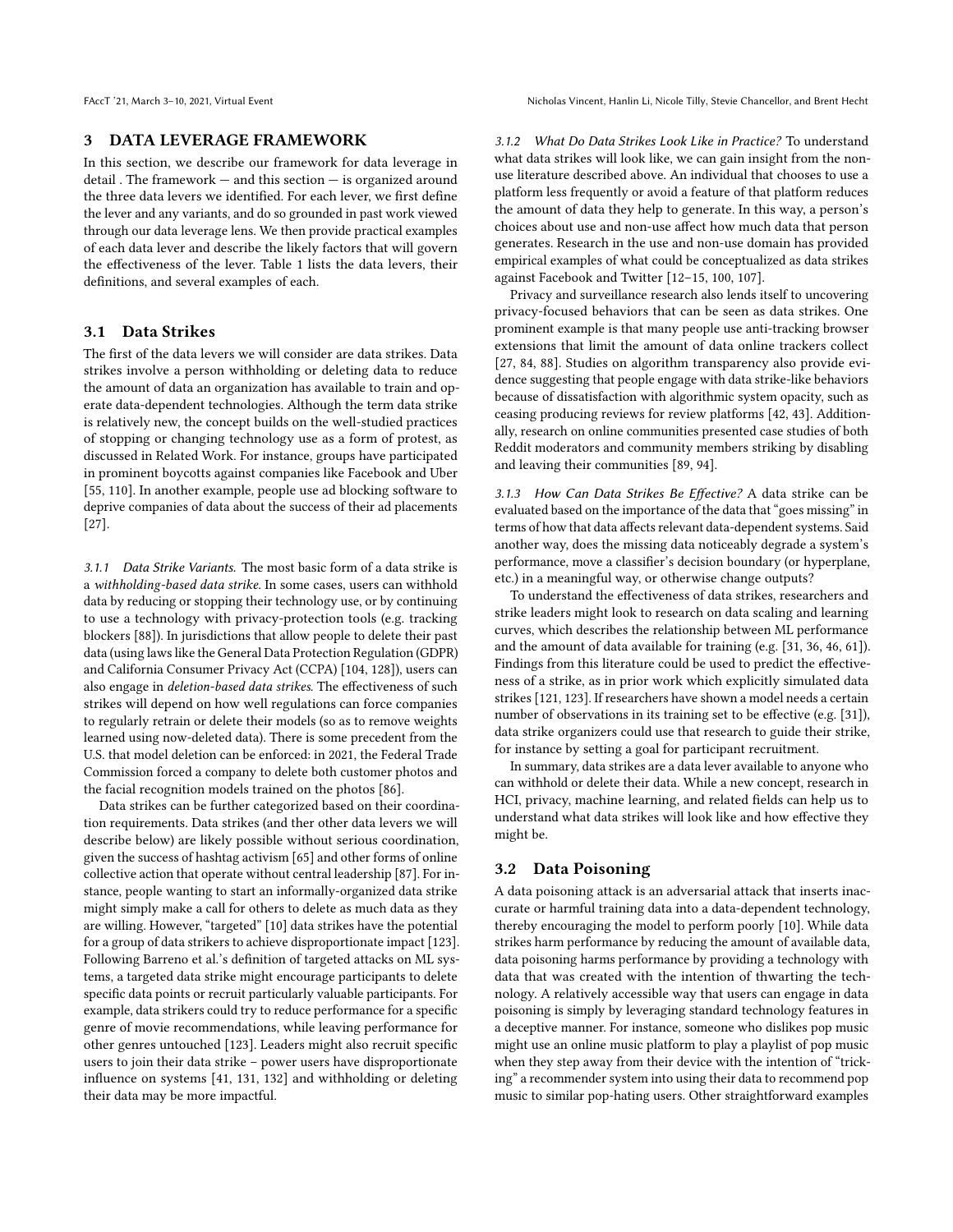## 3 DATA LEVERAGE FRAMEWORK

In this section, we describe our framework for data leverage in detail . The framework — and this section — is organized around the three data levers we identified. For each lever, we first define the lever and any variants, and do so grounded in past work viewed through our data leverage lens. We then provide practical examples of each data lever and describe the likely factors that will govern the effectiveness of the lever. Table 1 lists the data levers, their definitions, and several examples of each.

### 3.1 Data Strikes

The first of the data levers we will consider are data strikes. Data strikes involve a person withholding or deleting data to reduce the amount of data an organization has available to train and operate data-dependent technologies. Although the term data strike is relatively new, the concept builds on the well-studied practices of stopping or changing technology use as a form of protest, as discussed in Related Work. For instance, groups have participated in prominent boycotts against companies like Facebook and Uber [55, 110]. In another example, people use ad blocking software to deprive companies of data about the success of their ad placements [27].

*3.1.1 Data Strike Variants.* The most basic form of a data strike is a *withholding-based data strike*. In some cases, users can withhold data by reducing or stopping their technology use, or by continuing to use a technology with privacy-protection tools (e.g. tracking blockers [88]). In jurisdictions that allow people to delete their past data (using laws like the General Data Protection Regulation (GDPR) and California Consumer Privacy Act (CCPA) [104, 128]), users can also engage in *deletion-based data strikes*. The effectiveness of such strikes will depend on how well regulations can force companies to regularly retrain or delete their models (so as to remove weights learned using now-deleted data). There is some precedent from the U.S. that model deletion can be enforced: in 2021, the Federal Trade Commission forced a company to delete both customer photos and the facial recognition models trained on the photos [86].

Data strikes can be further categorized based on their coordination requirements. Data strikes (and ther other data levers we will describe below) are likely possible without serious coordination, given the success of hashtag activism [65] and other forms of online collective action that operate without central leadership [87]. For instance, people wanting to start an informally-organized data strike might simply make a call for others to delete as much data as they are willing. However, "targeted" [10] data strikes have the potential for a group of data strikers to achieve disproportionate impact [123]. Following Barreno et al.'s definition of targeted attacks on ML systems, a targeted data strike might encourage participants to delete specific data points or recruit particularly valuable participants. For example, data strikers could try to reduce performance for a specific genre of movie recommendations, while leaving performance for other genres untouched [123]. Leaders might also recruit specific users to join their data strike – power users have disproportionate influence on systems [41, 131, 132] and withholding or deleting their data may be more impactful.

*3.1.2 What Do Data Strikes Look Like in Practice?* To understand what data strikes will look like, we can gain insight from the non-use literature described above. An individual that chooses to use a platform less frequently or avoid a feature of that platform reduces the amount of data they help to generate. In this way, a person's choices about use and non-use affect how much data that person generates. Research in the use and non-use domain has provided empirical examples of what could be conceptualized as data strikes against Facebook and Twitter [12–15, 100, 107].

Privacy and surveillance research also lends itself to uncovering privacy-focused behaviors that can be seen as data strikes. One prominent example is that many people use anti-tracking browser extensions that limit the amount of data online trackers collect [27, 84, 88]. Studies on algorithm transparency also provide evidence suggesting that people engage with data strike-like behaviors because of dissatisfaction with algorithmic system opacity, such as ceasing producing reviews for review platforms [42, 43]. Additionally, research on online communities presented case studies of both Reddit moderators and community members striking by disabling and leaving their communities [89, 94].

*3.1.3 How Can Data Strikes Be Effective?* A data strike can be evaluated based on the importance of the data that "goes missing" in terms of how that data affects relevant data-dependent systems. Said another way, does the missing data noticeably degrade a system's performance, move a classifier's decision boundary (or hyperplane, etc.) in a meaningful way, or otherwise change outputs?

To understand the effectiveness of data strikes, researchers and strike leaders might look to research on data scaling and learning curves, which describes the relationship between ML performance and the amount of data available for training (e.g. [31, 36, 46, 61]). Findings from this literature could be used to predict the effectiveness of a strike, as in prior work which explicitly simulated data strikes [121, 123]. If researchers have shown a model needs a certain number of observations in its training set to be effective (e.g. [31]), data strike organizers could use that research to guide their strike, for instance by setting a goal for participant recruitment.

In summary, data strikes are a data lever available to anyone who can withhold or delete their data. While a new concept, research in HCI, privacy, machine learning, and related fields can help us to understand what data strikes will look like and how effective they might be.

### 3.2 Data Poisoning

A data poisoning attack is an adversarial attack that inserts inaccurate or harmful training data into a data-dependent technology, thereby encouraging the model to perform poorly [10]. While data strikes harm performance by reducing the amount of available data, data poisoning harms performance by providing a technology with data that was created with the intention of thwarting the technology. A relatively accessible way that users can engage in data poisoning is simply by leveraging standard technology features in a deceptive manner. For instance, someone who dislikes pop music might use an online music platform to play a playlist of pop music when they step away from their device with the intention of "tricking" a recommender system into using their data to recommend pop music to similar pop-hating users. Other straightforward examples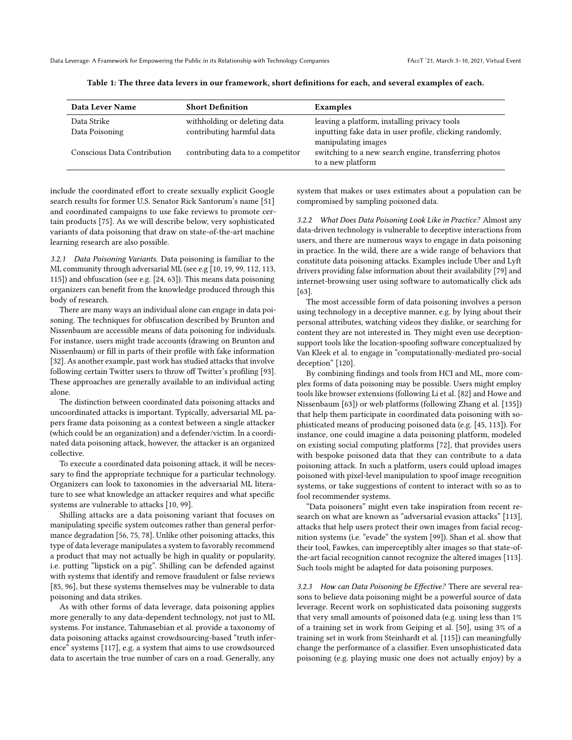Table 1: The three data levers in our framework, short definitions for each, and several examples of each.

| Data Lever Name | Short Definition | Examples |
|---|---|---|
| Data Strike | withholding or deleting data | leaving a platform, installing privacy tools |
| Data Poisoning | contributing harmful data | inputting fake data in user profile, clicking randomly, manipulating images |
| Conscious Data Contribution | contributing data to a competitor | switching to a new search engine, transferring photos to a new platform |

include the coordinated effort to create sexually explicit Google search results for former U.S. Senator Rick Santorum's name [51] and coordinated campaigns to use fake reviews to promote certain products [75]. As we will describe below, very sophisticated variants of data poisoning that draw on state-of-the-art machine learning research are also possible.

*3.2.1 Data Poisoning Variants.* Data poisoning is familiar to the ML community through adversarial ML (see e.g [10, 19, 99, 112, 113, 115]) and obfuscation (see e.g. [24, 63]). This means data poisoning organizers can benefit from the knowledge produced through this body of research.

There are many ways an individual alone can engage in data poisoning. The techniques for obfuscation described by Brunton and Nissenbaum are accessible means of data poisoning for individuals. For instance, users might trade accounts (drawing on Brunton and Nissenbaum) or fill in parts of their profile with fake information [32]. As another example, past work has studied attacks that involve following certain Twitter users to throw off Twitter's profiling [93]. These approaches are generally available to an individual acting alone.

The distinction between coordinated data poisoning attacks and uncoordinated attacks is important. Typically, adversarial ML papers frame data poisoning as a contest between a single attacker (which could be an organization) and a defender/victim. In a coordinated data poisoning attack, however, the attacker is an organized collective.

To execute a coordinated data poisoning attack, it will be necessary to find the appropriate technique for a particular technology. Organizers can look to taxonomies in the adversarial ML literature to see what knowledge an attacker requires and what specific systems are vulnerable to attacks [10, 99].

Shilling attacks are a data poisoning variant that focuses on manipulating specific system outcomes rather than general performance degradation [56, 75, 78]. Unlike other poisoning attacks, this type of data leverage manipulates a system to favorably recommend a product that may not actually be high in quality or popularity, i.e. putting "lipstick on a pig". Shilling can be defended against with systems that identify and remove fraudulent or false reviews [85, 96], but these systems themselves may be vulnerable to data poisoning and data strikes.

As with other forms of data leverage, data poisoning applies more generally to any data-dependent technology, not just to ML systems. For instance, Tahmasebian et al. provide a taxonomy of data poisoning attacks against crowdsourcing-based "truth inference" systems [117], e.g. a system that aims to use crowdsourced data to ascertain the true number of cars on a road. Generally, any system that makes or uses estimates about a population can be compromised by sampling poisoned data.

*3.2.2 What Does Data Poisoning Look Like in Practice?* Almost any data-driven technology is vulnerable to deceptive interactions from users, and there are numerous ways to engage in data poisoning in practice. In the wild, there are a wide range of behaviors that constitute data poisoning attacks. Examples include Uber and Lyft drivers providing false information about their availability [79] and internet-browsing user using software to automatically click ads [63].

The most accessible form of data poisoning involves a person using technology in a deceptive manner, e.g. by lying about their personal attributes, watching videos they dislike, or searching for content they are not interested in. They might even use deception-support tools like the location-spoofing software conceptualized by Van Kleek et al. to engage in "computationally-mediated pro-social deception" [120].

By combining findings and tools from HCI and ML, more complex forms of data poisoning may be possible. Users might employ tools like browser extensions (following Li et al. [82] and Howe and Nissenbaum [63]) or web platforms (following Zhang et al. [135]) that help them participate in coordinated data poisoning with sophisticated means of producing poisoned data (e.g. [45, 113]). For instance, one could imagine a data poisoning platform, modeled on existing social computing platforms [72], that provides users with bespoke poisoned data that they can contribute to a data poisoning attack. In such a platform, users could upload images poisoned with pixel-level manipulation to spoof image recognition systems, or take suggestions of content to interact with so as to fool recommender systems.

"Data poisoners" might even take inspiration from recent research on what are known as "adversarial evasion attacks" [113], attacks that help users protect their own images from facial recognition systems (i.e. "evade" the system [99]). Shan et al. show that their tool, Fawkes, can imperceptibly alter images so that state-of-the-art facial recognition cannot recognize the altered images [113]. Such tools might be adapted for data poisoning purposes.

*3.2.3 How can Data Poisoning be Effective?* There are several reasons to believe data poisoning might be a powerful source of data leverage. Recent work on sophisticated data poisoning suggests that very small amounts of poisoned data (e.g. using less than 1% of a training set in work from Geiping et al. [50], using 3% of a training set in work from Steinhardt et al. [115]) can meaningfully change the performance of a classifier. Even unsophisticated data poisoning (e.g. playing music one does not actually enjoy) by a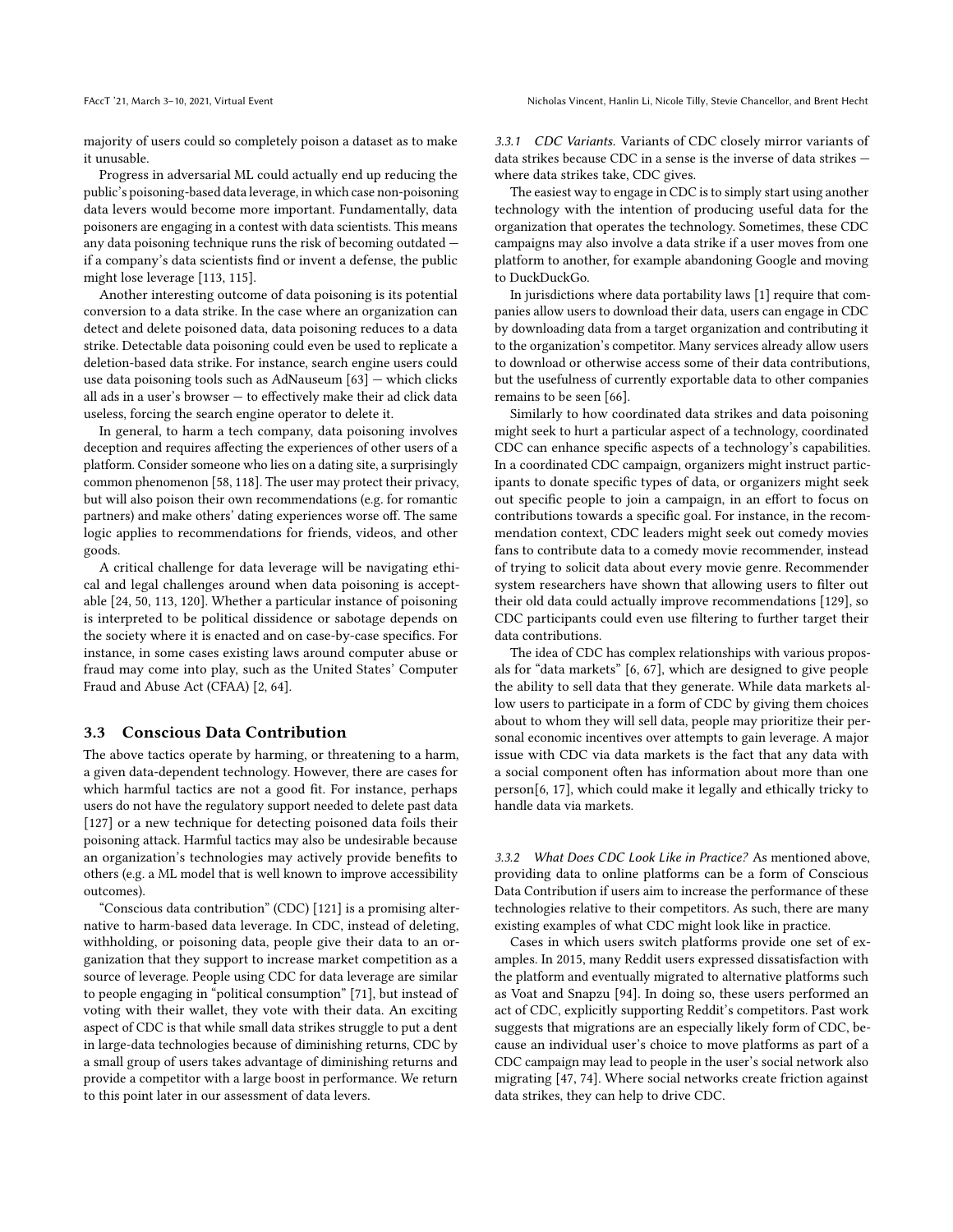majority of users could so completely poison a dataset as to make it unusable.

Progress in adversarial ML could actually end up reducing the public's poisoning-based data leverage, in which case non-poisoning data levers would become more important. Fundamentally, data poisoners are engaging in a contest with data scientists. This means any data poisoning technique runs the risk of becoming outdated — if a company's data scientists find or invent a defense, the public might lose leverage [113, 115].

Another interesting outcome of data poisoning is its potential conversion to a data strike. In the case where an organization can detect and delete poisoned data, data poisoning reduces to a data strike. Detectable data poisoning could even be used to replicate a deletion-based data strike. For instance, search engine users could use data poisoning tools such as AdNauseum [63] — which clicks all ads in a user's browser — to effectively make their ad click data useless, forcing the search engine operator to delete it.

In general, to harm a tech company, data poisoning involves deception and requires affecting the experiences of other users of a platform. Consider someone who lies on a dating site, a surprisingly common phenomenon [58, 118]. The user may protect their privacy, but will also poison their own recommendations (e.g. for romantic partners) and make others' dating experiences worse off. The same logic applies to recommendations for friends, videos, and other goods.

A critical challenge for data leverage will be navigating ethical and legal challenges around when data poisoning is acceptable [24, 50, 113, 120]. Whether a particular instance of poisoning is interpreted to be political dissidence or sabotage depends on the society where it is enacted and on case-by-case specifics. For instance, in some cases existing laws around computer abuse or fraud may come into play, such as the United States' Computer Fraud and Abuse Act (CFAA) [2, 64].

## 3.3 Conscious Data Contribution

The above tactics operate by harming, or threatening to a harm, a given data-dependent technology. However, there are cases for which harmful tactics are not a good fit. For instance, perhaps users do not have the regulatory support needed to delete past data [127] or a new technique for detecting poisoned data foils their poisoning attack. Harmful tactics may also be undesirable because an organization's technologies may actively provide benefits to others (e.g. a ML model that is well known to improve accessibility outcomes).

"Conscious data contribution" (CDC) [121] is a promising alternative to harm-based data leverage. In CDC, instead of deleting, withholding, or poisoning data, people give their data to an organization that they support to increase market competition as a source of leverage. People using CDC for data leverage are similar to people engaging in "political consumption" [71], but instead of voting with their wallet, they vote with their data. An exciting aspect of CDC is that while small data strikes struggle to put a dent in large-data technologies because of diminishing returns, CDC by a small group of users takes advantage of diminishing returns and provide a competitor with a large boost in performance. We return to this point later in our assessment of data levers.

### 3.3.1 CDC Variants.

Variants of CDC closely mirror variants of data strikes because CDC in a sense is the inverse of data strikes — where data strikes take, CDC gives.

The easiest way to engage in CDC is to simply start using another technology with the intention of producing useful data for the organization that operates the technology. Sometimes, these CDC campaigns may also involve a data strike if a user moves from one platform to another, for example abandoning Google and moving to DuckDuckGo.

In jurisdictions where data portability laws [1] require that companies allow users to download their data, users can engage in CDC by downloading data from a target organization and contributing it to the organization's competitor. Many services already allow users to download or otherwise access some of their data contributions, but the usefulness of currently exportable data to other companies remains to be seen [66].

Similarly to how coordinated data strikes and data poisoning might seek to hurt a particular aspect of a technology, coordinated CDC can enhance specific aspects of a technology's capabilities. In a coordinated CDC campaign, organizers might instruct participants to donate specific types of data, or organizers might seek out specific people to join a campaign, in an effort to focus on contributions towards a specific goal. For instance, in the recommendation context, CDC leaders might seek out comedy movies fans to contribute data to a comedy movie recommender, instead of trying to solicit data about every movie genre. Recommender system researchers have shown that allowing users to filter out their old data could actually improve recommendations [129], so CDC participants could even use filtering to further target their data contributions.

The idea of CDC has complex relationships with various proposals for "data markets" [6, 67], which are designed to give people the ability to sell data that they generate. While data markets allow users to participate in a form of CDC by giving them choices about to whom they will sell data, people may prioritize their personal economic incentives over attempts to gain leverage. A major issue with CDC via data markets is the fact that any data with a social component often has information about more than one person[6, 17], which could make it legally and ethically tricky to handle data via markets.

### 3.3.2 What Does CDC Look Like in Practice?

As mentioned above, providing data to online platforms can be a form of Conscious Data Contribution if users aim to increase the performance of these technologies relative to their competitors. As such, there are many existing examples of what CDC might look like in practice.

Cases in which users switch platforms provide one set of examples. In 2015, many Reddit users expressed dissatisfaction with the platform and eventually migrated to alternative platforms such as Voat and Snapzu [94]. In doing so, these users performed an act of CDC, explicitly supporting Reddit's competitors. Past work suggests that migrations are an especially likely form of CDC, because an individual user's choice to move platforms as part of a CDC campaign may lead to people in the user's social network also migrating [47, 74]. Where social networks create friction against data strikes, they can help to drive CDC.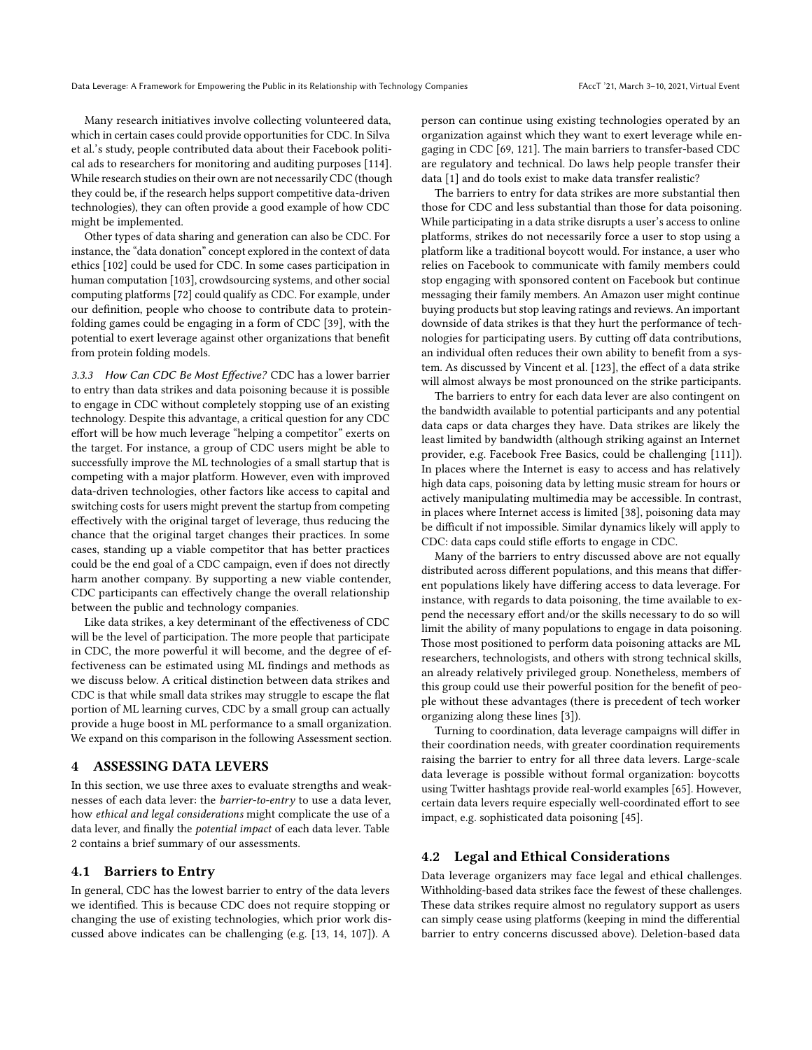Many research initiatives involve collecting volunteered data, which in certain cases could provide opportunities for CDC. In Silva et al.'s study, people contributed data about their Facebook political ads to researchers for monitoring and auditing purposes [114]. While research studies on their own are not necessarily CDC (though they could be, if the research helps support competitive data-driven technologies), they can often provide a good example of how CDC might be implemented.

Other types of data sharing and generation can also be CDC. For instance, the "data donation" concept explored in the context of data ethics [102] could be used for CDC. In some cases participation in human computation [103], crowdsourcing systems, and other social computing platforms [72] could qualify as CDC. For example, under our definition, people who choose to contribute data to protein-folding games could be engaging in a form of CDC [39], with the potential to exert leverage against other organizations that benefit from protein folding models.

*3.3.3 How Can CDC Be Most Effective?* CDC has a lower barrier to entry than data strikes and data poisoning because it is possible to engage in CDC without completely stopping use of an existing technology. Despite this advantage, a critical question for any CDC effort will be how much leverage "helping a competitor" exerts on the target. For instance, a group of CDC users might be able to successfully improve the ML technologies of a small startup that is competing with a major platform. However, even with improved data-driven technologies, other factors like access to capital and switching costs for users might prevent the startup from competing effectively with the original target of leverage, thus reducing the chance that the original target changes their practices. In some cases, standing up a viable competitor that has better practices could be the end goal of a CDC campaign, even if does not directly harm another company. By supporting a new viable contender, CDC participants can effectively change the overall relationship between the public and technology companies.

Like data strikes, a key determinant of the effectiveness of CDC will be the level of participation. The more people that participate in CDC, the more powerful it will become, and the degree of effectiveness can be estimated using ML findings and methods as we discuss below. A critical distinction between data strikes and CDC is that while small data strikes may struggle to escape the flat portion of ML learning curves, CDC by a small group can actually provide a huge boost in ML performance to a small organization. We expand on this comparison in the following Assessment section.

## 4 ASSESSING DATA LEVERS

In this section, we use three axes to evaluate strengths and weaknesses of each data lever: the *barrier-to-entry* to use a data lever, how *ethical and legal considerations* might complicate the use of a data lever, and finally the *potential impact* of each data lever. Table 2 contains a brief summary of our assessments.

### 4.1 Barriers to Entry

In general, CDC has the lowest barrier to entry of the data levers we identified. This is because CDC does not require stopping or changing the use of existing technologies, which prior work discussed above indicates can be challenging (e.g. [13, 14, 107]). A person can continue using existing technologies operated by an organization against which they want to exert leverage while engaging in CDC [69, 121]. The main barriers to transfer-based CDC are regulatory and technical. Do laws help people transfer their data [1] and do tools exist to make data transfer realistic?

The barriers to entry for data strikes are more substantial then those for CDC and less substantial than those for data poisoning. While participating in a data strike disrupts a user's access to online platforms, strikes do not necessarily force a user to stop using a platform like a traditional boycott would. For instance, a user who relies on Facebook to communicate with family members could stop engaging with sponsored content on Facebook but continue messaging their family members. An Amazon user might continue buying products but stop leaving ratings and reviews. An important downside of data strikes is that they hurt the performance of technologies for participating users. By cutting off data contributions, an individual often reduces their own ability to benefit from a system. As discussed by Vincent et al. [123], the effect of a data strike will almost always be most pronounced on the strike participants.

The barriers to entry for each data lever are also contingent on the bandwidth available to potential participants and any potential data caps or data charges they have. Data strikes are likely the least limited by bandwidth (although striking against an Internet provider, e.g. Facebook Free Basics, could be challenging [111]). In places where the Internet is easy to access and has relatively high data caps, poisoning data by letting music stream for hours or actively manipulating multimedia may be accessible. In contrast, in places where Internet access is limited [38], poisoning data may be difficult if not impossible. Similar dynamics likely will apply to CDC: data caps could stifle efforts to engage in CDC.

Many of the barriers to entry discussed above are not equally distributed across different populations, and this means that different populations likely have differing access to data leverage. For instance, with regards to data poisoning, the time available to expend the necessary effort and/or the skills necessary to do so will limit the ability of many populations to engage in data poisoning. Those most positioned to perform data poisoning attacks are ML researchers, technologists, and others with strong technical skills, an already relatively privileged group. Nonetheless, members of this group could use their powerful position for the benefit of people without these advantages (there is precedent of tech worker organizing along these lines [3]).

Turning to coordination, data leverage campaigns will differ in their coordination needs, with greater coordination requirements raising the barrier to entry for all three data levers. Large-scale data leverage is possible without formal organization: boycotts using Twitter hashtags provide real-world examples [65]. However, certain data levers require especially well-coordinated effort to see impact, e.g. sophisticated data poisoning [45].

### 4.2 Legal and Ethical Considerations

Data leverage organizers may face legal and ethical challenges. Withholding-based data strikes face the fewest of these challenges. These data strikes require almost no regulatory support as users can simply cease using platforms (keeping in mind the differential barrier to entry concerns discussed above). Deletion-based data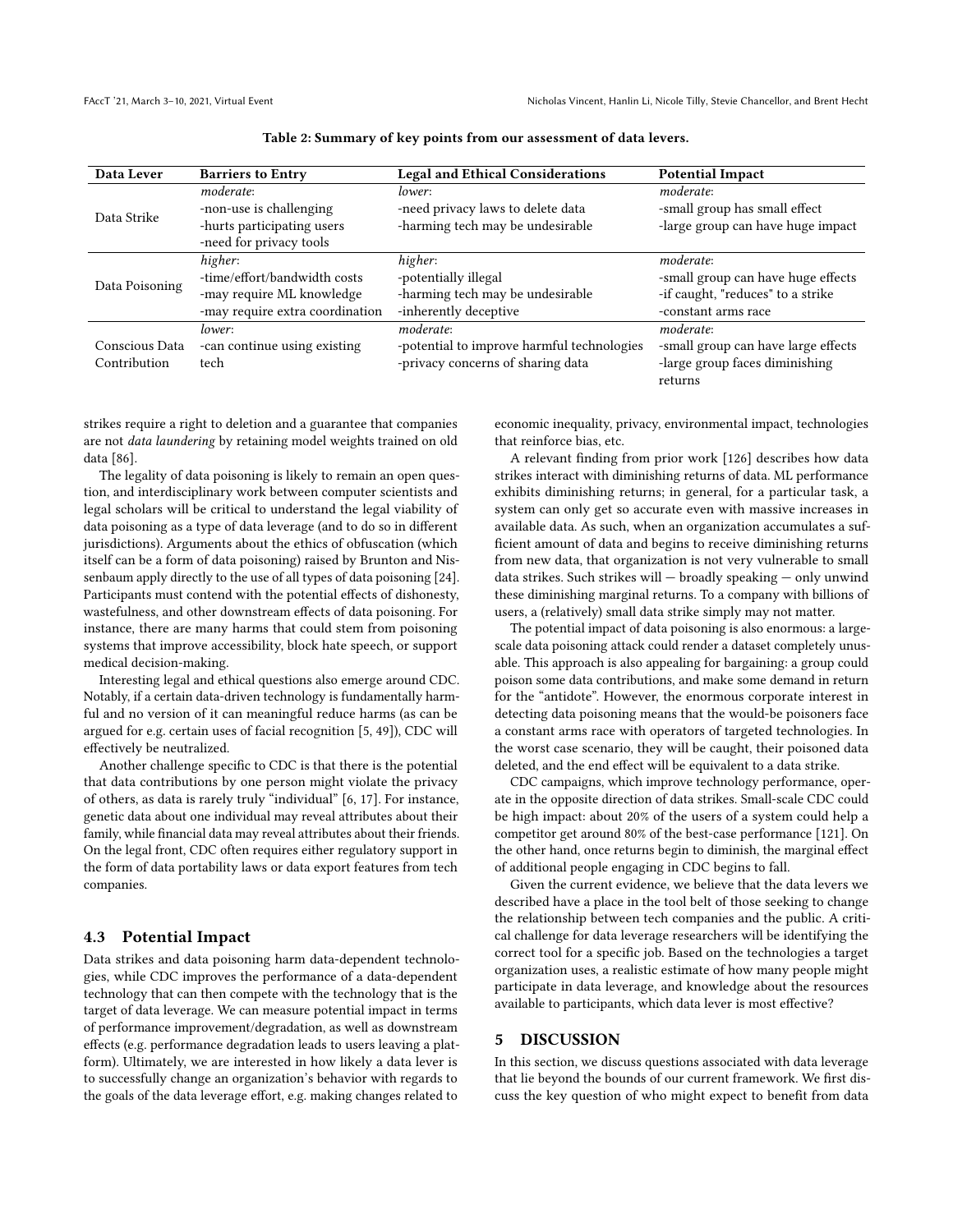Table 2: Summary of key points from our assessment of data levers.

| Data Lever | Barriers to Entry | Legal and Ethical Considerations | Potential Impact |
|---|---|---|---|
| Data Strike | *moderate*:<br>-non-use is challenging<br>-hurts participating users<br>-need for privacy tools | *lower*:<br>-need privacy laws to delete data<br>-harming tech may be undesirable | *moderate*:<br>-small group has small effect<br>-large group can have huge impact |
| Data Poisoning | *higher*:<br>-time/effort/bandwidth costs<br>-may require ML knowledge<br>-may require extra coordination | *higher*:<br>-potentially illegal<br>-harming tech may be undesirable<br>-inherently deceptive | *moderate*:<br>-small group can have huge effects<br>-if caught, "reduces" to a strike<br>-constant arms race |
| Conscious Data Contribution | *lower*:<br>-can continue using existing tech | *moderate*:<br>-potential to improve harmful technologies<br>-privacy concerns of sharing data | *moderate*:<br>-small group can have large effects<br>-large group faces diminishing returns |

strikes require a right to deletion and a guarantee that companies are not *data laundering* by retaining model weights trained on old data [86].

The legality of data poisoning is likely to remain an open question, and interdisciplinary work between computer scientists and legal scholars will be critical to understand the legal viability of data poisoning as a type of data leverage (and to do so in different jurisdictions). Arguments about the ethics of obfuscation (which itself can be a form of data poisoning) raised by Brunton and Nissenbaum apply directly to the use of all types of data poisoning [24]. Participants must contend with the potential effects of dishonesty, wastefulness, and other downstream effects of data poisoning. For instance, there are many harms that could stem from poisoning systems that improve accessibility, block hate speech, or support medical decision-making.

Interesting legal and ethical questions also emerge around CDC. Notably, if a certain data-driven technology is fundamentally harmful and no version of it can meaningful reduce harms (as can be argued for e.g. certain uses of facial recognition [5, 49]), CDC will effectively be neutralized.

Another challenge specific to CDC is that there is the potential that data contributions by one person might violate the privacy of others, as data is rarely truly "individual" [6, 17]. For instance, genetic data about one individual may reveal attributes about their family, while financial data may reveal attributes about their friends. On the legal front, CDC often requires either regulatory support in the form of data portability laws or data export features from tech companies.

### 4.3 Potential Impact

Data strikes and data poisoning harm data-dependent technologies, while CDC improves the performance of a data-dependent technology that can then compete with the technology that is the target of data leverage. We can measure potential impact in terms of performance improvement/degradation, as well as downstream effects (e.g. performance degradation leads to users leaving a platform). Ultimately, we are interested in how likely a data lever is to successfully change an organization's behavior with regards to the goals of the data leverage effort, e.g. making changes related to economic inequality, privacy, environmental impact, technologies that reinforce bias, etc.

A relevant finding from prior work [126] describes how data strikes interact with diminishing returns of data. ML performance exhibits diminishing returns; in general, for a particular task, a system can only get so accurate even with massive increases in available data. As such, when an organization accumulates a sufficient amount of data and begins to receive diminishing returns from new data, that organization is not very vulnerable to small data strikes. Such strikes will — broadly speaking — only unwind these diminishing marginal returns. To a company with billions of users, a (relatively) small data strike simply may not matter.

The potential impact of data poisoning is also enormous: a large-scale data poisoning attack could render a dataset completely unusable. This approach is also appealing for bargaining: a group could poison some data contributions, and make some demand in return for the "antidote". However, the enormous corporate interest in detecting data poisoning means that the would-be poisoners face a constant arms race with operators of targeted technologies. In the worst case scenario, they will be caught, their poisoned data deleted, and the end effect will be equivalent to a data strike.

CDC campaigns, which improve technology performance, operate in the opposite direction of data strikes. Small-scale CDC could be high impact: about 20% of the users of a system could help a competitor get around 80% of the best-case performance [121]. On the other hand, once returns begin to diminish, the marginal effect of additional people engaging in CDC begins to fall.

Given the current evidence, we believe that the data levers we described have a place in the tool belt of those seeking to change the relationship between tech companies and the public. A critical challenge for data leverage researchers will be identifying the correct tool for a specific job. Based on the technologies a target organization uses, a realistic estimate of how many people might participate in data leverage, and knowledge about the resources available to participants, which data lever is most effective?

## 5 DISCUSSION

In this section, we discuss questions associated with data leverage that lie beyond the bounds of our current framework. We first discuss the key question of who might expect to benefit from data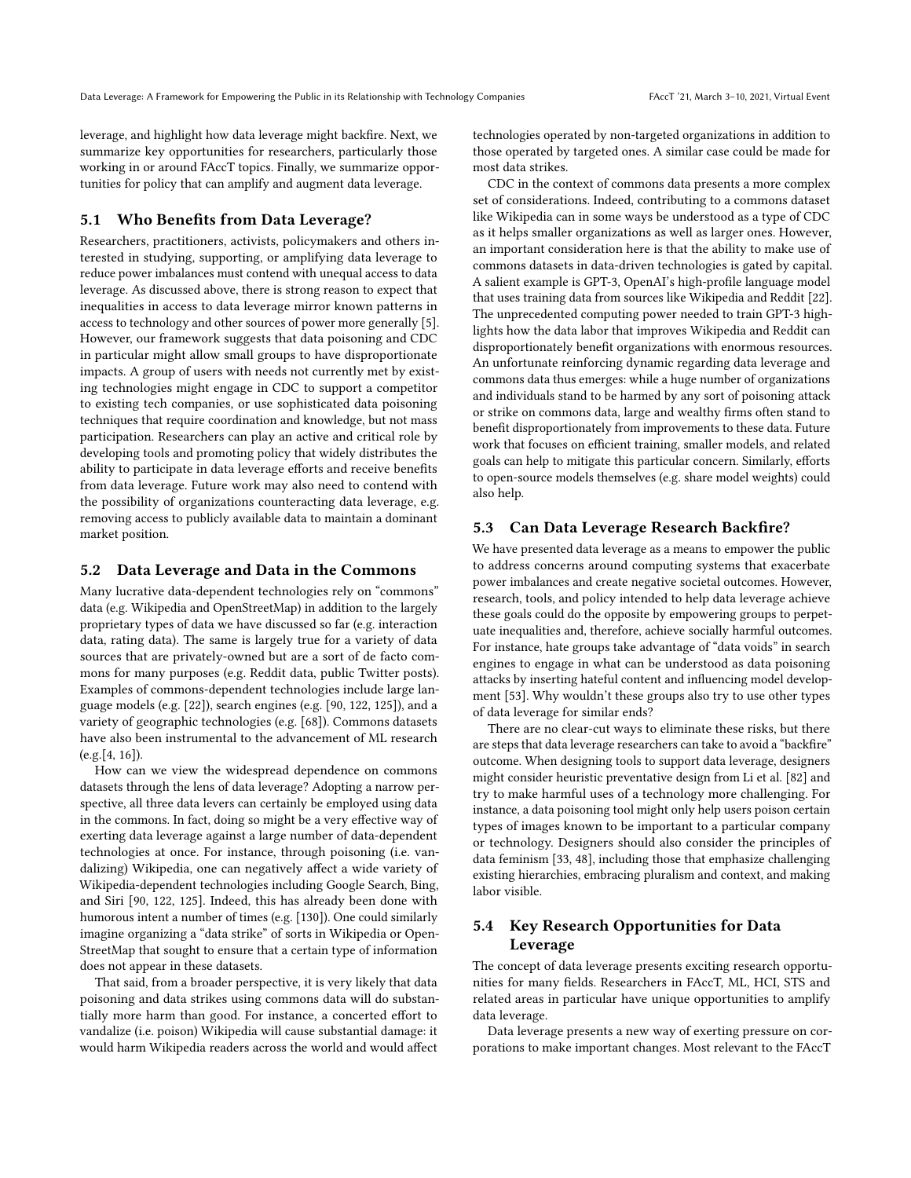leverage, and highlight how data leverage might backfire. Next, we summarize key opportunities for researchers, particularly those working in or around FAccT topics. Finally, we summarize opportunities for policy that can amplify and augment data leverage.

## 5.1 Who Benefits from Data Leverage?

Researchers, practitioners, activists, policymakers and others interested in studying, supporting, or amplifying data leverage to reduce power imbalances must contend with unequal access to data leverage. As discussed above, there is strong reason to expect that inequalities in access to data leverage mirror known patterns in access to technology and other sources of power more generally [5]. However, our framework suggests that data poisoning and CDC in particular might allow small groups to have disproportionate impacts. A group of users with needs not currently met by existing technologies might engage in CDC to support a competitor to existing tech companies, or use sophisticated data poisoning techniques that require coordination and knowledge, but not mass participation. Researchers can play an active and critical role by developing tools and promoting policy that widely distributes the ability to participate in data leverage efforts and receive benefits from data leverage. Future work may also need to contend with the possibility of organizations counteracting data leverage, e.g. removing access to publicly available data to maintain a dominant market position.

## 5.2 Data Leverage and Data in the Commons

Many lucrative data-dependent technologies rely on "commons" data (e.g. Wikipedia and OpenStreetMap) in addition to the largely proprietary types of data we have discussed so far (e.g. interaction data, rating data). The same is largely true for a variety of data sources that are privately-owned but are a sort of de facto commons for many purposes (e.g. Reddit data, public Twitter posts). Examples of commons-dependent technologies include large language models (e.g. [22]), search engines (e.g. [90, 122, 125]), and a variety of geographic technologies (e.g. [68]). Commons datasets have also been instrumental to the advancement of ML research (e.g.[4, 16]).

How can we view the widespread dependence on commons datasets through the lens of data leverage? Adopting a narrow perspective, all three data levers can certainly be employed using data in the commons. In fact, doing so might be a very effective way of exerting data leverage against a large number of data-dependent technologies at once. For instance, through poisoning (i.e. vandalizing) Wikipedia, one can negatively affect a wide variety of Wikipedia-dependent technologies including Google Search, Bing, and Siri [90, 122, 125]. Indeed, this has already been done with humorous intent a number of times (e.g. [130]). One could similarly imagine organizing a "data strike" of sorts in Wikipedia or OpenStreetMap that sought to ensure that a certain type of information does not appear in these datasets.

That said, from a broader perspective, it is very likely that data poisoning and data strikes using commons data will do substantially more harm than good. For instance, a concerted effort to vandalize (i.e. poison) Wikipedia will cause substantial damage: it would harm Wikipedia readers across the world and would affect technologies operated by non-targeted organizations in addition to those operated by targeted ones. A similar case could be made for most data strikes.

CDC in the context of commons data presents a more complex set of considerations. Indeed, contributing to a commons dataset like Wikipedia can in some ways be understood as a type of CDC as it helps smaller organizations as well as larger ones. However, an important consideration here is that the ability to make use of commons datasets in data-driven technologies is gated by capital. A salient example is GPT-3, OpenAI's high-profile language model that uses training data from sources like Wikipedia and Reddit [22]. The unprecedented computing power needed to train GPT-3 highlights how the data labor that improves Wikipedia and Reddit can disproportionately benefit organizations with enormous resources. An unfortunate reinforcing dynamic regarding data leverage and commons data thus emerges: while a huge number of organizations and individuals stand to be harmed by any sort of poisoning attack or strike on commons data, large and wealthy firms often stand to benefit disproportionately from improvements to these data. Future work that focuses on efficient training, smaller models, and related goals can help to mitigate this particular concern. Similarly, efforts to open-source models themselves (e.g. share model weights) could also help.

## 5.3 Can Data Leverage Research Backfire?

We have presented data leverage as a means to empower the public to address concerns around computing systems that exacerbate power imbalances and create negative societal outcomes. However, research, tools, and policy intended to help data leverage achieve these goals could do the opposite by empowering groups to perpetuate inequalities and, therefore, achieve socially harmful outcomes. For instance, hate groups take advantage of "data voids" in search engines to engage in what can be understood as data poisoning attacks by inserting hateful content and influencing model development [53]. Why wouldn't these groups also try to use other types of data leverage for similar ends?

There are no clear-cut ways to eliminate these risks, but there are steps that data leverage researchers can take to avoid a "backfire" outcome. When designing tools to support data leverage, designers might consider heuristic preventative design from Li et al. [82] and try to make harmful uses of a technology more challenging. For instance, a data poisoning tool might only help users poison certain types of images known to be important to a particular company or technology. Designers should also consider the principles of data feminism [33, 48], including those that emphasize challenging existing hierarchies, embracing pluralism and context, and making labor visible.

## 5.4 Key Research Opportunities for Data Leverage

The concept of data leverage presents exciting research opportunities for many fields. Researchers in FAccT, ML, HCI, STS and related areas in particular have unique opportunities to amplify data leverage.

Data leverage presents a new way of exerting pressure on corporations to make important changes. Most relevant to the FAccT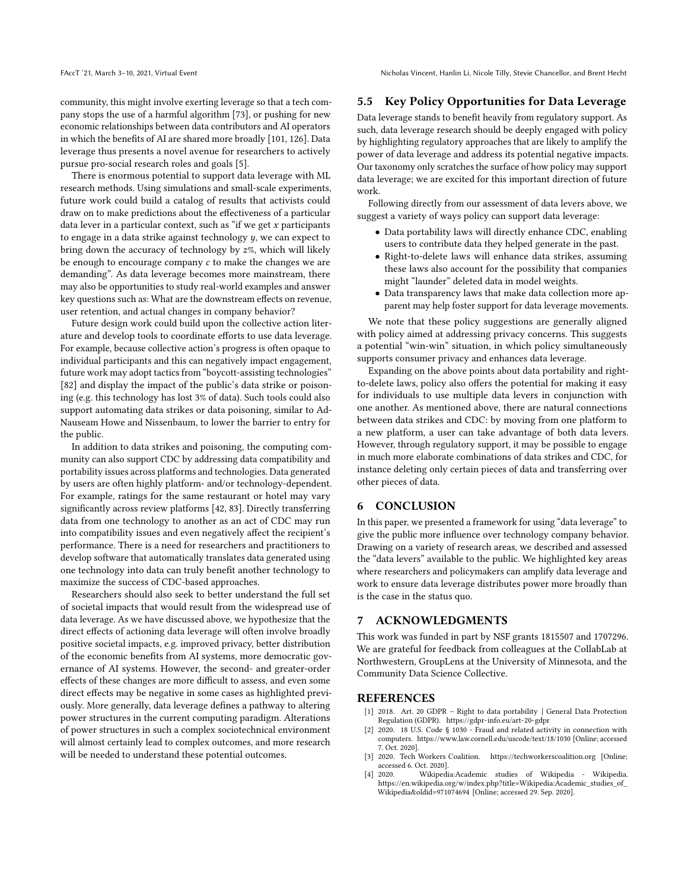community, this might involve exerting leverage so that a tech company stops the use of a harmful algorithm [73], or pushing for new economic relationships between data contributors and AI operators in which the benefits of AI are shared more broadly [101, 126]. Data leverage thus presents a novel avenue for researchers to actively pursue pro-social research roles and goals [5].

There is enormous potential to support data leverage with ML research methods. Using simulations and small-scale experiments, future work could build a catalog of results that activists could draw on to make predictions about the effectiveness of a particular data lever in a particular context, such as "if we get $x$ participants to engage in a data strike against technology $y$, we can expect to bring down the accuracy of technology by $z$%, which will likely be enough to encourage company $c$ to make the changes we are demanding". As data leverage becomes more mainstream, there may also be opportunities to study real-world examples and answer key questions such as: What are the downstream effects on revenue, user retention, and actual changes in company behavior?

Future design work could build upon the collective action literature and develop tools to coordinate efforts to use data leverage. For example, because collective action's progress is often opaque to individual participants and this can negatively impact engagement, future work may adopt tactics from "boycott-assisting technologies" [82] and display the impact of the public's data strike or poisoning (e.g. this technology has lost 3% of data). Such tools could also support automating data strikes or data poisoning, similar to AdNauseam Howe and Nissenbaum, to lower the barrier to entry for the public.

In addition to data strikes and poisoning, the computing community can also support CDC by addressing data compatibility and portability issues across platforms and technologies. Data generated by users are often highly platform- and/or technology-dependent. For example, ratings for the same restaurant or hotel may vary significantly across review platforms [42, 83]. Directly transferring data from one technology to another as an act of CDC may run into compatibility issues and even negatively affect the recipient's performance. There is a need for researchers and practitioners to develop software that automatically translates data generated using one technology into data can truly benefit another technology to maximize the success of CDC-based approaches.

Researchers should also seek to better understand the full set of societal impacts that would result from the widespread use of data leverage. As we have discussed above, we hypothesize that the direct effects of actioning data leverage will often involve broadly positive societal impacts, e.g. improved privacy, better distribution of the economic benefits from AI systems, more democratic governance of AI systems. However, the second- and greater-order effects of these changes are more difficult to assess, and even some direct effects may be negative in some cases as highlighted previously. More generally, data leverage defines a pathway to altering power structures in the current computing paradigm. Alterations of power structures in such a complex sociotechnical environment will almost certainly lead to complex outcomes, and more research will be needed to understand these potential outcomes.

### 5.5 Key Policy Opportunities for Data Leverage

Data leverage stands to benefit heavily from regulatory support. As such, data leverage research should be deeply engaged with policy by highlighting regulatory approaches that are likely to amplify the power of data leverage and address its potential negative impacts. Our taxonomy only scratches the surface of how policy may support data leverage; we are excited for this important direction of future work.

Following directly from our assessment of data levers above, we suggest a variety of ways policy can support data leverage:

- Data portability laws will directly enhance CDC, enabling users to contribute data they helped generate in the past.
- Right-to-delete laws will enhance data strikes, assuming these laws also account for the possibility that companies might "launder" deleted data in model weights.
- Data transparency laws that make data collection more apparent may help foster support for data leverage movements.

We note that these policy suggestions are generally aligned with policy aimed at addressing privacy concerns. This suggests a potential "win-win" situation, in which policy simultaneously supports consumer privacy and enhances data leverage.

Expanding on the above points about data portability and right-to-delete laws, policy also offers the potential for making it easy for individuals to use multiple data levers in conjunction with one another. As mentioned above, there are natural connections between data strikes and CDC: by moving from one platform to a new platform, a user can take advantage of both data levers. However, through regulatory support, it may be possible to engage in much more elaborate combinations of data strikes and CDC, for instance deleting only certain pieces of data and transferring over other pieces of data.

## 6 CONCLUSION

In this paper, we presented a framework for using "data leverage" to give the public more influence over technology company behavior. Drawing on a variety of research areas, we described and assessed the "data levers" available to the public. We highlighted key areas where researchers and policymakers can amplify data leverage and work to ensure data leverage distributes power more broadly than is the case in the status quo.

## 7 ACKNOWLEDGMENTS

This work was funded in part by NSF grants 1815507 and 1707296. We are grateful for feedback from colleagues at the CollabLab at Northwestern, GroupLens at the University of Minnesota, and the Community Data Science Collective.

## REFERENCES

[1] 2018. Art. 20 GDPR – Right to data portability | General Data Protection Regulation (GDPR). https://gdpr-info.eu/art-20-gdpr

[2] 2020. 18 U.S. Code § 1030 - Fraud and related activity in connection with computers. https://www.law.cornell.edu/uscode/text/18/1030 [Online; accessed 7. Oct. 2020].

[3] 2020. Tech Workers Coalition. https://techworkerscoalition.org [Online; accessed 6. Oct. 2020].

[4] 2020. Wikipedia:Academic studies of Wikipedia - Wikipedia. https://en.wikipedia.org/w/index.php?title=Wikipedia:Academic_studies_of_Wikipedia&oldid=971074694 [Online; accessed 29. Sep. 2020].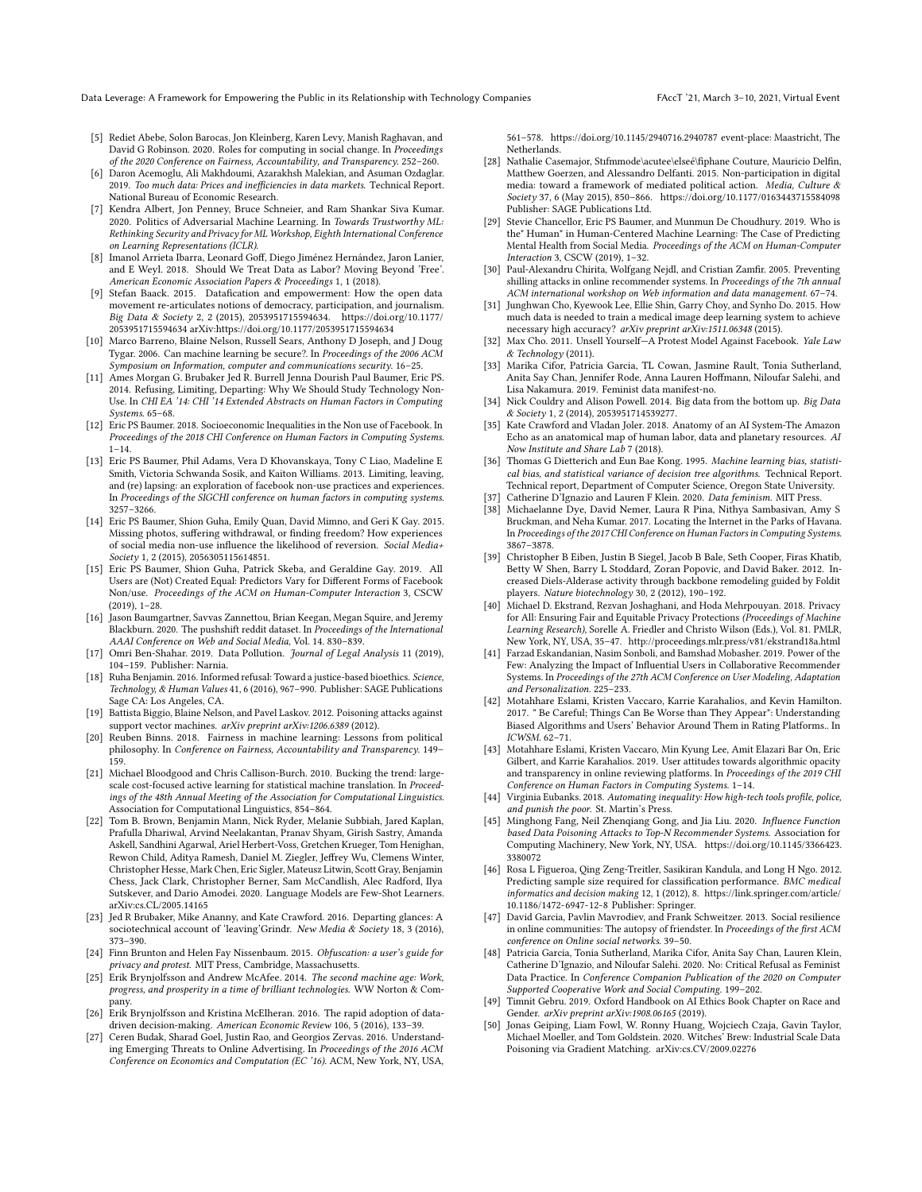[5] Rediet Abebe, Solon Barocas, Jon Kleinberg, Karen Levy, Manish Raghavan, and David G Robinson. 2020. Roles for computing in social change. In *Proceedings of the 2020 Conference on Fairness, Accountability, and Transparency*. 252–260.

[6] Daron Acemoglu, Ali Makhdoumi, Azarakhsh Malekian, and Asuman Ozdaglar. 2019. *Too much data: Prices and inefficiencies in data markets*. Technical Report. National Bureau of Economic Research.

[7] Kendra Albert, Jon Penney, Bruce Schneier, and Ram Shankar Siva Kumar. 2020. Politics of Adversarial Machine Learning. In *Towards Trustworthy ML: Rethinking Security and Privacy for ML Workshop, Eighth International Conference on Learning Representations (ICLR)*.

[8] Imanol Arrieta Ibarra, Leonard Goff, Diego Jiménez Hernández, Jaron Lanier, and E Weyl. 2018. Should We Treat Data as Labor? Moving Beyond 'Free'. *American Economic Association Papers & Proceedings* 1, 1 (2018).

[9] Stefan Baack. 2015. Datafication and empowerment: How the open data movement re-articulates notions of democracy, participation, and journalism. *Big Data & Society* 2, 2 (2015), 2053951715594634. https://doi.org/10.1177/2053951715594634 arXiv:https://doi.org/10.1177/2053951715594634

[10] Marco Barreno, Blaine Nelson, Russell Sears, Anthony D Joseph, and J Doug Tygar. 2006. Can machine learning be secure?. In *Proceedings of the 2006 ACM Symposium on Information, computer and communications security*. 16–25.

[11] Ames Morgan G. Brubaker Jed R. Burrell Jenna Dourish Paul Baumer, Eric PS. 2014. Refusing, Limiting, Departing: Why We Should Study Technology Non-Use. In *CHI EA '14: CHI '14 Extended Abstracts on Human Factors in Computing Systems*. 65–68.

[12] Eric PS Baumer. 2018. Socioeconomic Inequalities in the Non use of Facebook. In *Proceedings of the 2018 CHI Conference on Human Factors in Computing Systems*. 1–14.

[13] Eric PS Baumer, Phil Adams, Vera D Khovanskaya, Tony C Liao, Madeline E Smith, Victoria Schwanda Sosik, and Kaiton Williams. 2013. Limiting, leaving, and (re) lapsing: an exploration of facebook non-use practices and experiences. In *Proceedings of the SIGCHI conference on human factors in computing systems*. 3257–3266.

[14] Eric PS Baumer, Shion Guha, Emily Quan, David Mimno, and Geri K Gay. 2015. Missing photos, suffering withdrawal, or finding freedom? How experiences of social media non-use influence the likelihood of reversion. *Social Media+ Society* 1, 2 (2015), 2056305115614851.

[15] Eric PS Baumer, Shion Guha, Patrick Skeba, and Geraldine Gay. 2019. All Users are (Not) Created Equal: Predictors Vary for Different Forms of Facebook Non/use. *Proceedings of the ACM on Human-Computer Interaction* 3, CSCW (2019), 1–28.

[16] Jason Baumgartner, Savvas Zannettou, Brian Keegan, Megan Squire, and Jeremy Blackburn. 2020. The pushshift reddit dataset. In *Proceedings of the International AAAI Conference on Web and Social Media*, Vol. 14. 830–839.

[17] Omri Ben-Shahar. 2019. Data Pollution. *Journal of Legal Analysis* 11 (2019), 104–159. Publisher: Narnia.

[18] Ruha Benjamin. 2016. Informed refusal: Toward a justice-based bioethics. *Science, Technology, & Human Values* 41, 6 (2016), 967–990. Publisher: SAGE Publications Sage CA: Los Angeles, CA.

[19] Battista Biggio, Blaine Nelson, and Pavel Laskov. 2012. Poisoning attacks against support vector machines. *arXiv preprint arXiv:1206.6389* (2012).

[20] Reuben Binns. 2018. Fairness in machine learning: Lessons from political philosophy. In *Conference on Fairness, Accountability and Transparency*. 149–159.

[21] Michael Bloodgood and Chris Callison-Burch. 2010. Bucking the trend: large-scale cost-focused active learning for statistical machine translation. In *Proceedings of the 48th Annual Meeting of the Association for Computational Linguistics*. Association for Computational Linguistics, 854–864.

[22] Tom B. Brown, Benjamin Mann, Nick Ryder, Melanie Subbiah, Jared Kaplan, Prafulla Dhariwal, Arvind Neelakantan, Pranav Shyam, Girish Sastry, Amanda Askell, Sandhini Agarwal, Ariel Herbert-Voss, Gretchen Krueger, Tom Henighan, Rewon Child, Aditya Ramesh, Daniel M. Ziegler, Jeffrey Wu, Clemens Winter, Christopher Hesse, Mark Chen, Eric Sigler, Mateusz Litwin, Scott Gray, Benjamin Chess, Jack Clark, Christopher Berner, Sam McCandlish, Alec Radford, Ilya Sutskever, and Dario Amodei. 2020. Language Models are Few-Shot Learners. arXiv:cs.CL/2005.14165

[23] Jed R Brubaker, Mike Ananny, and Kate Crawford. 2016. Departing glances: A sociotechnical account of 'leaving'Grindr. *New Media & Society* 18, 3 (2016), 373–390.

[24] Finn Brunton and Helen Fay Nissenbaum. 2015. *Obfuscation: a user's guide for privacy and protest*. MIT Press, Cambridge, Massachusetts.

[25] Erik Brynjolfsson and Andrew McAfee. 2014. *The second machine age: Work, progress, and prosperity in a time of brilliant technologies*. WW Norton & Company.

[26] Erik Brynjolfsson and Kristina McElheran. 2016. The rapid adoption of data-driven decision-making. *American Economic Review* 106, 5 (2016), 133–39.

[27] Ceren Budak, Sharad Goel, Justin Rao, and Georgios Zervas. 2016. Understanding Emerging Threats to Online Advertising. In *Proceedings of the 2016 ACM Conference on Economics and Computation (EC '16)*. ACM, New York, NY, USA, 561–578. https://doi.org/10.1145/2940716.2940787 event-place: Maastricht, The Netherlands.

[28] Nathalie Casemajor, Stıfmmode\acutee\elseé\fiphane Couture, Mauricio Delfin, Matthew Goerzen, and Alessandro Delfanti. 2015. Non-participation in digital media: toward a framework of mediated political action. *Media, Culture & Society* 37, 6 (May 2015), 850–866. https://doi.org/10.1177/0163443715584098 Publisher: SAGE Publications Ltd.

[29] Stevie Chancellor, Eric PS Baumer, and Munmun De Choudhury. 2019. Who is the" Human" in Human-Centered Machine Learning: The Case of Predicting Mental Health from Social Media. *Proceedings of the ACM on Human-Computer Interaction* 3, CSCW (2019), 1–32.

[30] Paul-Alexandru Chirita, Wolfgang Nejdl, and Cristian Zamfir. 2005. Preventing shilling attacks in online recommender systems. In *Proceedings of the 7th annual ACM international workshop on Web information and data management*. 67–74.

[31] Junghwan Cho, Kyewook Lee, Ellie Shin, Garry Choy, and Synho Do. 2015. How much data is needed to train a medical image deep learning system to achieve necessary high accuracy? *arXiv preprint arXiv:1511.06348* (2015).

[32] Max Cho. 2011. Unsell Yourself—A Protest Model Against Facebook. *Yale Law & Technology* (2011).

[33] Marika Cifor, Patricia Garcia, TL Cowan, Jasmine Rault, Tonia Sutherland, Anita Say Chan, Jennifer Rode, Anna Lauren Hoffmann, Niloufar Salehi, and Lisa Nakamura. 2019. Feminist data manifest-no.

[34] Nick Couldry and Alison Powell. 2014. Big data from the bottom up. *Big Data & Society* 1, 2 (2014), 2053951714539277.

[35] Kate Crawford and Vladan Joler. 2018. Anatomy of an AI System-The Amazon Echo as an anatomical map of human labor, data and planetary resources. *AI Now Institute and Share Lab* 7 (2018).

[36] Thomas G Dietterich and Eun Bae Kong. 1995. *Machine learning bias, statistical bias, and statistical variance of decision tree algorithms*. Technical Report. Technical report, Department of Computer Science, Oregon State University.

[37] Catherine D'Ignazio and Lauren F Klein. 2020. *Data feminism*. MIT Press.

[38] Michaelanne Dye, David Nemer, Laura R Pina, Nithya Sambasivan, Amy S Bruckman, and Neha Kumar. 2017. Locating the Internet in the Parks of Havana. In *Proceedings of the 2017 CHI Conference on Human Factors in Computing Systems*. 3867–3878.

[39] Christopher B Eiben, Justin B Siegel, Jacob B Bale, Seth Cooper, Firas Khatib, Betty W Shen, Barry L Stoddard, Zoran Popovic, and David Baker. 2012. Increased Diels-Alderase activity through backbone remodeling guided by Foldit players. *Nature biotechnology* 30, 2 (2012), 190–192.

[40] Michael D. Ekstrand, Rezvan Joshaghani, and Hoda Mehrpouyan. 2018. Privacy for All: Ensuring Fair and Equitable Privacy Protections *(Proceedings of Machine Learning Research)*, Sorelle A. Friedler and Christo Wilson (Eds.), Vol. 81. PMLR, New York, NY, USA, 35–47. http://proceedings.mlr.press/v81/ekstrand18a.html

[41] Farzad Eskandanian, Nasim Sonboli, and Bamshad Mobasher. 2019. Power of the Few: Analyzing the Impact of Influential Users in Collaborative Recommender Systems. In *Proceedings of the 27th ACM Conference on User Modeling, Adaptation and Personalization*. 225–233.

[42] Motahhare Eslami, Kristen Vaccaro, Karrie Karahalios, and Kevin Hamilton. 2017. " Be Careful; Things Can Be Worse than They Appear": Understanding Biased Algorithms and Users' Behavior Around Them in Rating Platforms.. In *ICWSM*. 62–71.

[43] Motahhare Eslami, Kristen Vaccaro, Min Kyung Lee, Amit Elazari Bar On, Eric Gilbert, and Karrie Karahalios. 2019. User attitudes towards algorithmic opacity and transparency in online reviewing platforms. In *Proceedings of the 2019 CHI Conference on Human Factors in Computing Systems*. 1–14.

[44] Virginia Eubanks. 2018. *Automating inequality: How high-tech tools profile, police, and punish the poor*. St. Martin's Press.

[45] Minghong Fang, Neil Zhenqiang Gong, and Jia Liu. 2020. *Influence Function based Data Poisoning Attacks to Top-N Recommender Systems*. Association for Computing Machinery, New York, NY, USA. https://doi.org/10.1145/3366423.3380072

[46] Rosa L Figueroa, Qing Zeng-Treitler, Sasikiran Kandula, and Long H Ngo. 2012. Predicting sample size required for classification performance. *BMC medical informatics and decision making* 12, 1 (2012), 8. https://link.springer.com/article/10.1186/1472-6947-12-8 Publisher: Springer.

[47] David Garcia, Pavlin Mavrodiev, and Frank Schweitzer. 2013. Social resilience in online communities: The autopsy of friendster. In *Proceedings of the first ACM conference on Online social networks*. 39–50.

[48] Patricia Garcia, Tonia Sutherland, Marika Cifor, Anita Say Chan, Lauren Klein, Catherine D'Ignazio, and Niloufar Salehi. 2020. No: Critical Refusal as Feminist Data Practice. In *Conference Companion Publication of the 2020 on Computer Supported Cooperative Work and Social Computing*. 199–202.

[49] Timnit Gebru. 2019. Oxford Handbook on AI Ethics Book Chapter on Race and Gender. *arXiv preprint arXiv:1908.06165* (2019).

[50] Jonas Geiping, Liam Fowl, W. Ronny Huang, Wojciech Czaja, Gavin Taylor, Michael Moeller, and Tom Goldstein. 2020. Witches' Brew: Industrial Scale Data Poisoning via Gradient Matching. arXiv:cs.CV/2009.02276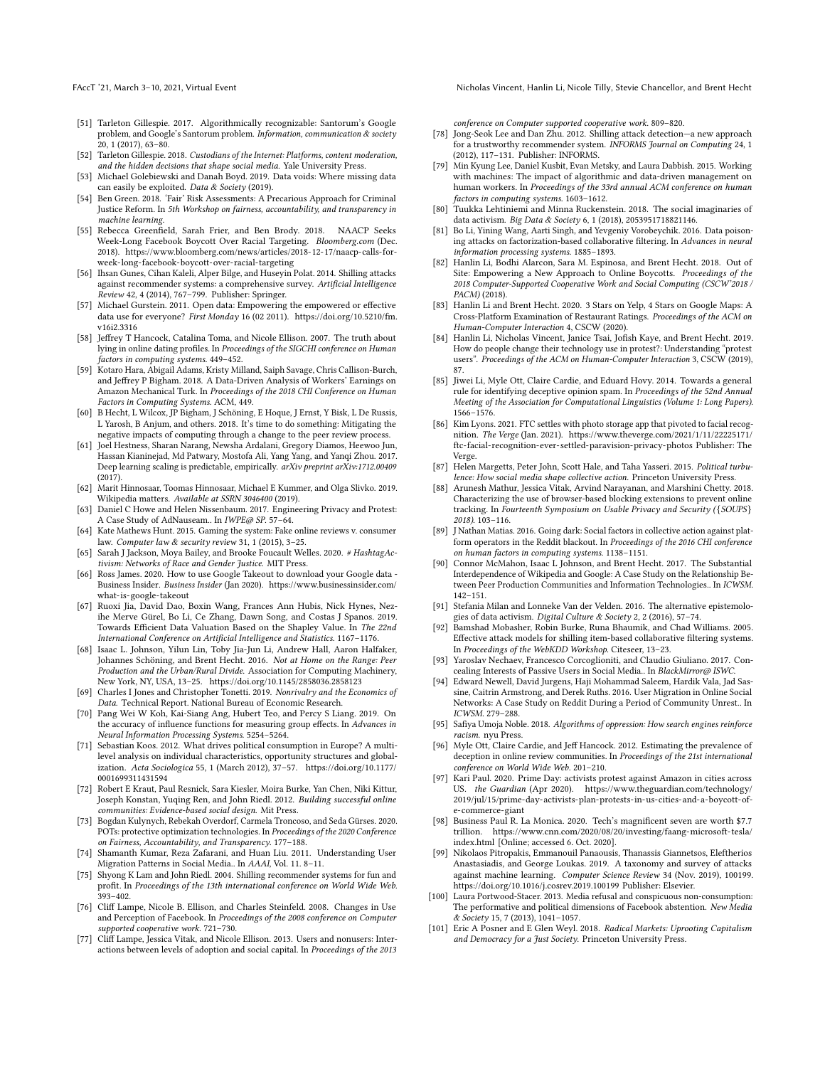[51] Tarleton Gillespie. 2017. Algorithmically recognizable: Santorum's Google problem, and Google's Santorum problem. *Information, communication & society* 20, 1 (2017), 63–80.

[52] Tarleton Gillespie. 2018. *Custodians of the Internet: Platforms, content moderation, and the hidden decisions that shape social media.* Yale University Press.

[53] Michael Golebiewski and Danah Boyd. 2019. Data voids: Where missing data can easily be exploited. *Data & Society* (2019).

[54] Ben Green. 2018. 'Fair' Risk Assessments: A Precarious Approach for Criminal Justice Reform. In *5th Workshop on fairness, accountability, and transparency in machine learning.*

[55] Rebecca Greenfield, Sarah Frier, and Ben Brody. 2018. NAACP Seeks Week-Long Facebook Boycott Over Racial Targeting. *Bloomberg.com* (Dec. 2018). https://www.bloomberg.com/news/articles/2018-12-17/naacp-calls-for-week-long-facebook-boycott-over-racial-targeting

[56] Ihsan Gunes, Cihan Kaleli, Alper Bilge, and Huseyin Polat. 2014. Shilling attacks against recommender systems: a comprehensive survey. *Artificial Intelligence Review* 42, 4 (2014), 767–799. Publisher: Springer.

[57] Michael Gurstein. 2011. Open data: Empowering the empowered or effective data use for everyone? *First Monday* 16 (02 2011). https://doi.org/10.5210/fm.v16i2.3316

[58] Jeffrey T Hancock, Catalina Toma, and Nicole Ellison. 2007. The truth about lying in online dating profiles. In *Proceedings of the SIGCHI conference on Human factors in computing systems.* 449–452.

[59] Kotaro Hara, Abigail Adams, Kristy Milland, Saiph Savage, Chris Callison-Burch, and Jeffrey P Bigham. 2018. A Data-Driven Analysis of Workers' Earnings on Amazon Mechanical Turk. In *Proceedings of the 2018 CHI Conference on Human Factors in Computing Systems.* ACM, 449.

[60] B Hecht, L Wilcox, JP Bigham, J Schöning, E Hoque, J Ernst, Y Bisk, L De Russis, L Yarosh, B Anjum, and others. 2018. It's time to do something: Mitigating the negative impacts of computing through a change to the peer review process.

[61] Joel Hestness, Sharan Narang, Newsha Ardalani, Gregory Diamos, Heewoo Jun, Hassan Kianinejad, Md Patwary, Mostofa Ali, Yang Yang, and Yanqi Zhou. 2017. Deep learning scaling is predictable, empirically. *arXiv preprint arXiv:1712.00409* (2017).

[62] Marit Hinnosaar, Toomas Hinnosaar, Michael E Kummer, and Olga Slivko. 2019. Wikipedia matters. *Available at SSRN 3046400* (2019).

[63] Daniel C Howe and Helen Nissenbaum. 2017. Engineering Privacy and Protest: A Case Study of AdNauseam.. In *IWPE@ SP.* 57–64.

[64] Kate Mathews Hunt. 2015. Gaming the system: Fake online reviews v. consumer law. *Computer law & security review* 31, 1 (2015), 3–25.

[65] Sarah J Jackson, Moya Bailey, and Brooke Foucault Welles. 2020. *# HashtagActivism: Networks of Race and Gender Justice.* MIT Press.

[66] Ross James. 2020. How to use Google Takeout to download your Google data - Business Insider. *Business Insider* (Jan 2020). https://www.businessinsider.com/what-is-google-takeout

[67] Ruoxi Jia, David Dao, Boxin Wang, Frances Ann Hubis, Nick Hynes, Nezihe Merve Gürel, Bo Li, Ce Zhang, Dawn Song, and Costas J Spanos. 2019. Towards Efficient Data Valuation Based on the Shapley Value. In *The 22nd International Conference on Artificial Intelligence and Statistics.* 1167–1176.

[68] Isaac L. Johnson, Yilun Lin, Toby Jia-Jun Li, Andrew Hall, Aaron Halfaker, Johannes Schöning, and Brent Hecht. 2016. *Not at Home on the Range: Peer Production and the Urban/Rural Divide.* Association for Computing Machinery, New York, NY, USA, 13–25. https://doi.org/10.1145/2858036.2858123

[69] Charles I Jones and Christopher Tonetti. 2019. *Nonrivalry and the Economics of Data.* Technical Report. National Bureau of Economic Research.

[70] Pang Wei W Koh, Kai-Siang Ang, Hubert Teo, and Percy S Liang. 2019. On the accuracy of influence functions for measuring group effects. In *Advances in Neural Information Processing Systems.* 5254–5264.

[71] Sebastian Koos. 2012. What drives political consumption in Europe? A multi-level analysis on individual characteristics, opportunity structures and globalization. *Acta Sociologica* 55, 1 (March 2012), 37–57. https://doi.org/10.1177/0001699311431594

[72] Robert E Kraut, Paul Resnick, Sara Kiesler, Moira Burke, Yan Chen, Niki Kittur, Joseph Konstan, Yuqing Ren, and John Riedl. 2012. *Building successful online communities: Evidence-based social design.* Mit Press.

[73] Bogdan Kulynych, Rebekah Overdorf, Carmela Troncoso, and Seda Gürses. 2020. POTs: protective optimization technologies. In *Proceedings of the 2020 Conference on Fairness, Accountability, and Transparency.* 177–188.

[74] Shamanth Kumar, Reza Zafarani, and Huan Liu. 2011. Understanding User Migration Patterns in Social Media.. In *AAAI*, Vol. 11. 8–11.

[75] Shyong K Lam and John Riedl. 2004. Shilling recommender systems for fun and profit. In *Proceedings of the 13th international conference on World Wide Web.* 393–402.

[76] Cliff Lampe, Nicole B. Ellison, and Charles Steinfeld. 2008. Changes in Use and Perception of Facebook. In *Proceedings of the 2008 conference on Computer supported cooperative work.* 721–730.

[77] Cliff Lampe, Jessica Vitak, and Nicole Ellison. 2013. Users and nonusers: Interactions between levels of adoption and social capital. In *Proceedings of the 2013 conference on Computer supported cooperative work.* 809–820.

[78] Jong-Seok Lee and Dan Zhu. 2012. Shilling attack detection—a new approach for a trustworthy recommender system. *INFORMS Journal on Computing* 24, 1 (2012), 117–131. Publisher: INFORMS.

[79] Min Kyung Lee, Daniel Kusbit, Evan Metsky, and Laura Dabbish. 2015. Working with machines: The impact of algorithmic and data-driven management on human workers. In *Proceedings of the 33rd annual ACM conference on human factors in computing systems.* 1603–1612.

[80] Tuukka Lehtiniemi and Minna Ruckenstein. 2018. The social imaginaries of data activism. *Big Data & Society* 6, 1 (2018), 2053951718821146.

[81] Bo Li, Yining Wang, Aarti Singh, and Yevgeniy Vorobeychik. 2016. Data poisoning attacks on factorization-based collaborative filtering. In *Advances in neural information processing systems.* 1885–1893.

[82] Hanlin Li, Bodhi Alarcon, Sara M. Espinosa, and Brent Hecht. 2018. Out of Site: Empowering a New Approach to Online Boycotts. *Proceedings of the 2018 Computer-Supported Cooperative Work and Social Computing (CSCW'2018 / PACM)* (2018).

[83] Hanlin Li and Brent Hecht. 2020. 3 Stars on Yelp, 4 Stars on Google Maps: A Cross-Platform Examination of Restaurant Ratings. *Proceedings of the ACM on Human-Computer Interaction* 4, CSCW (2020).

[84] Hanlin Li, Nicholas Vincent, Janice Tsai, Jofish Kaye, and Brent Hecht. 2019. How do people change their technology use in protest?: Understanding "protest users". *Proceedings of the ACM on Human-Computer Interaction* 3, CSCW (2019), 87.

[85] Jiwei Li, Myle Ott, Claire Cardie, and Eduard Hovy. 2014. Towards a general rule for identifying deceptive opinion spam. In *Proceedings of the 52nd Annual Meeting of the Association for Computational Linguistics (Volume 1: Long Papers).* 1566–1576.

[86] Kim Lyons. 2021. FTC settles with photo storage app that pivoted to facial recognition. *The Verge* (Jan. 2021). https://www.theverge.com/2021/1/11/22225171/ftc-facial-recognition-ever-settled-paravision-privacy-photos Publisher: The Verge.

[87] Helen Margetts, Peter John, Scott Hale, and Taha Yasseri. 2015. *Political turbulence: How social media shape collective action.* Princeton University Press.

[88] Arunesh Mathur, Jessica Vitak, Arvind Narayanan, and Marshini Chetty. 2018. Characterizing the use of browser-based blocking extensions to prevent online tracking. In *Fourteenth Symposium on Usable Privacy and Security ({SOUPS} 2018).* 103–116.

[89] J Nathan Matias. 2016. Going dark: Social factors in collective action against platform operators in the Reddit blackout. In *Proceedings of the 2016 CHI conference on human factors in computing systems.* 1138–1151.

[90] Connor McMahon, Isaac L Johnson, and Brent Hecht. 2017. The Substantial Interdependence of Wikipedia and Google: A Case Study on the Relationship Between Peer Production Communities and Information Technologies.. In *ICWSM.* 142–151.

[91] Stefania Milan and Lonneke Van der Velden. 2016. The alternative epistemologies of data activism. *Digital Culture & Society* 2, 2 (2016), 57–74.

[92] Bamshad Mobasher, Robin Burke, Runa Bhaumik, and Chad Williams. 2005. Effective attack models for shilling item-based collaborative filtering systems. In *Proceedings of the WebKDD Workshop.* Citeseer, 13–23.

[93] Yaroslav Nechaev, Francesco Corcoglioniti, and Claudio Giuliano. 2017. Concealing Interests of Passive Users in Social Media.. In *BlackMirror@ ISWC.*

[94] Edward Newell, David Jurgens, Haji Mohammad Saleem, Hardik Vala, Jad Sassine, Caitrin Armstrong, and Derek Ruths. 2016. User Migration in Online Social Networks: A Case Study on Reddit During a Period of Community Unrest.. In *ICWSM.* 279–288.

[95] Safiya Umoja Noble. 2018. *Algorithms of oppression: How search engines reinforce racism.* nyu Press.

[96] Myle Ott, Claire Cardie, and Jeff Hancock. 2012. Estimating the prevalence of deception in online review communities. In *Proceedings of the 21st international conference on World Wide Web.* 201–210.

[97] Kari Paul. 2020. Prime Day: activists protest against Amazon in cities across US. *the Guardian* (Apr 2020). https://www.theguardian.com/technology/2019/jul/15/prime-day-activists-plan-protests-in-us-cities-and-a-boycott-of-e-commerce-giant

[98] Business Paul R. La Monica. 2020. Tech's magnificent seven are worth $7.7 trillion. https://www.cnn.com/2020/08/20/investing/faang-microsoft-tesla/index.html [Online; accessed 6. Oct. 2020].

[99] Nikolaos Pitropakis, Emmanouil Panaousis, Thanassis Giannetsos, Eleftherios Anastasiadis, and George Loukas. 2019. A taxonomy and survey of attacks against machine learning. *Computer Science Review* 34 (Nov. 2019), 100199. https://doi.org/10.1016/j.cosrev.2019.100199 Publisher: Elsevier.

[100] Laura Portwood-Stacer. 2013. Media refusal and conspicuous non-consumption: The performative and political dimensions of Facebook abstention. *New Media & Society* 15, 7 (2013), 1041–1057.

[101] Eric A Posner and E Glen Weyl. 2018. *Radical Markets: Uprooting Capitalism and Democracy for a Just Society.* Princeton University Press.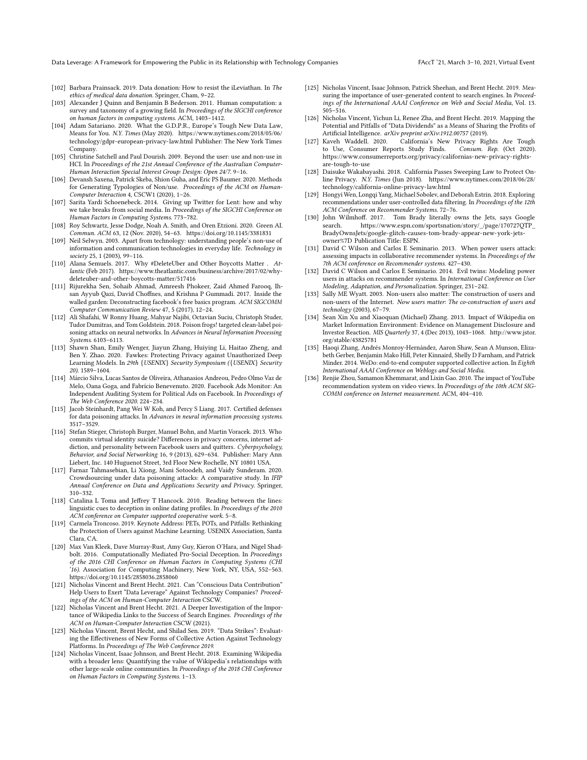[102] Barbara Prainsack. 2019. Data donation: How to resist the iLeviathan. In *The ethics of medical data donation*. Springer, Cham, 9–22.

[103] Alexander J Quinn and Benjamin B Bederson. 2011. Human computation: a survey and taxonomy of a growing field. In *Proceedings of the SIGCHI conference on human factors in computing systems*. ACM, 1403–1412.

[104] Adam Satariano. 2020. What the G.D.P.R., Europe's Tough New Data Law, Means for You. *N.Y. Times* (May 2020). https://www.nytimes.com/2018/05/06/technology/gdpr-european-privacy-law.html Publisher: The New York Times Company.

[105] Christine Satchell and Paul Dourish. 2009. Beyond the user: use and non-use in HCI. In *Proceedings of the 21st Annual Conference of the Australian Computer-Human Interaction Special Interest Group: Design: Open 24/7*. 9–16.

[106] Devansh Saxena, Patrick Skeba, Shion Guha, and Eric PS Baumer. 2020. Methods for Generating Typologies of Non/use. *Proceedings of the ACM on Human-Computer Interaction* 4, CSCW1 (2020), 1–26.

[107] Sarita Yardi Schoenebeck. 2014. Giving up Twitter for Lent: how and why we take breaks from social media. In *Proceedings of the SIGCHI Conference on Human Factors in Computing Systems*. 773–782.

[108] Roy Schwartz, Jesse Dodge, Noah A. Smith, and Oren Etzioni. 2020. Green AI. *Commun. ACM* 63, 12 (Nov. 2020), 54–63. https://doi.org/10.1145/3381831

[109] Neil Selwyn. 2003. Apart from technology: understanding people's non-use of information and communication technologies in everyday life. *Technology in society* 25, 1 (2003), 99–116.

[110] Alana Semuels. 2017. Why #DeleteUber and Other Boycotts Matter . *Atlantic* (Feb 2017). https://www.theatlantic.com/business/archive/2017/02/why-deleteuber-and-other-boycotts-matter/517416

[111] Rijurekha Sen, Sohaib Ahmad, Amreesh Phokeer, Zaid Ahmed Farooq, Ihsan Ayyub Qazi, David Choffnes, and Krishna P Gummadi. 2017. Inside the walled garden: Deconstructing facebook's free basics program. *ACM SIGCOMM Computer Communication Review* 47, 5 (2017), 12–24.

[112] Ali Shafahi, W Ronny Huang, Mahyar Najibi, Octavian Suciu, Christoph Studer, Tudor Dumitras, and Tom Goldstein. 2018. Poison frogs! targeted clean-label poisoning attacks on neural networks. In *Advances in Neural Information Processing Systems*. 6103–6113.

[113] Shawn Shan, Emily Wenger, Jiayun Zhang, Huiying Li, Haitao Zheng, and Ben Y. Zhao. 2020. Fawkes: Protecting Privacy against Unauthorized Deep Learning Models. In *29th {USENIX} Security Symposium ({USENIX} Security 20)*. 1589–1604.

[114] Márcio Silva, Lucas Santos de Oliveira, Athanasios Andreou, Pedro Olmo Vaz de Melo, Oana Goga, and Fabrício Benevenuto. 2020. Facebook Ads Monitor: An Independent Auditing System for Political Ads on Facebook. In *Proceedings of The Web Conference 2020*. 224–234.

[115] Jacob Steinhardt, Pang Wei W Koh, and Percy S Liang. 2017. Certified defenses for data poisoning attacks. In *Advances in neural information processing systems*. 3517–3529.

[116] Stefan Stieger, Christoph Burger, Manuel Bohn, and Martin Voracek. 2013. Who commits virtual identity suicide? Differences in privacy concerns, internet addiction, and personality between Facebook users and quitters. *Cyberpsychology, Behavior, and Social Networking* 16, 9 (2013), 629–634. Publisher: Mary Ann Liebert, Inc. 140 Huguenot Street, 3rd Floor New Rochelle, NY 10801 USA.

[117] Farnaz Tahmasebian, Li Xiong, Mani Sotoodeh, and Vaidy Sunderam. 2020. Crowdsourcing under data poisoning attacks: A comparative study. In *IFIP Annual Conference on Data and Applications Security and Privacy*. Springer, 310–332.

[118] Catalina L Toma and Jeffrey T Hancock. 2010. Reading between the lines: linguistic cues to deception in online dating profiles. In *Proceedings of the 2010 ACM conference on Computer supported cooperative work*. 5–8.

[119] Carmela Troncoso. 2019. Keynote Address: PETs, POTs, and Pitfalls: Rethinking the Protection of Users against Machine Learning. USENIX Association, Santa Clara, CA.

[120] Max Van Kleek, Dave Murray-Rust, Amy Guy, Kieron O'Hara, and Nigel Shadbolt. 2016. Computationally Mediated Pro-Social Deception. In *Proceedings of the 2016 CHI Conference on Human Factors in Computing Systems (CHI '16)*. Association for Computing Machinery, New York, NY, USA, 552–563. https://doi.org/10.1145/2858036.2858060

[121] Nicholas Vincent and Brent Hecht. 2021. Can "Conscious Data Contribution" Help Users to Exert "Data Leverage" Against Technology Companies? *Proceedings of the ACM on Human-Computer Interaction* CSCW.

[122] Nicholas Vincent and Brent Hecht. 2021. A Deeper Investigation of the Importance of Wikipedia Links to the Success of Search Engines. *Proceedings of the ACM on Human-Computer Interaction* CSCW (2021).

[123] Nicholas Vincent, Brent Hecht, and Shilad Sen. 2019. "Data Strikes": Evaluating the Effectiveness of New Forms of Collective Action Against Technology Platforms. In *Proceedings of The Web Conference 2019*.

[124] Nicholas Vincent, Isaac Johnson, and Brent Hecht. 2018. Examining Wikipedia with a broader lens: Quantifying the value of Wikipedia's relationships with other large-scale online communities. In *Proceedings of the 2018 CHI Conference on Human Factors in Computing Systems*. 1–13.

[125] Nicholas Vincent, Isaac Johnson, Patrick Sheehan, and Brent Hecht. 2019. Measuring the importance of user-generated content to search engines. In *Proceedings of the International AAAI Conference on Web and Social Media*, Vol. 13. 505–516.

[126] Nicholas Vincent, Yichun Li, Renee Zha, and Brent Hecht. 2019. Mapping the Potential and Pitfalls of "Data Dividends" as a Means of Sharing the Profits of Artificial Intelligence. *arXiv preprint arXiv:1912.00757* (2019).

[127] Kaveh Waddell. 2020. California's New Privacy Rights Are Tough to Use, Consumer Reports Study Finds. *Consum. Rep.* (Oct 2020). https://www.consumerreports.org/privacy/californias-new-privacy-rights-are-tough-to-use

[128] Daisuke Wakabayashi. 2018. California Passes Sweeping Law to Protect Online Privacy. *N.Y. Times* (Jun 2018). https://www.nytimes.com/2018/06/28/technology/california-online-privacy-law.html

[129] Hongyi Wen, Longqi Yang, Michael Sobolev, and Deborah Estrin. 2018. Exploring recommendations under user-controlled data filtering. In *Proceedings of the 12th ACM Conference on Recommender Systems*. 72–76.

[130] John Wilmhoff. 2017. Tom Brady literally owns the Jets, says Google search. https://www.espn.com/sportsnation/story/_/page/170727QTP_BradyOwnsJets/google-glitch-causes-tom-brady-appear-new-york-jets-owner%7D Publication Title: ESPN.

[131] David C Wilson and Carlos E Seminario. 2013. When power users attack: assessing impacts in collaborative recommender systems. In *Proceedings of the 7th ACM conference on Recommender systems*. 427–430.

[132] David C Wilson and Carlos E Seminario. 2014. Evil twins: Modeling power users in attacks on recommender systems. In *International Conference on User Modeling, Adaptation, and Personalization*. Springer, 231–242.

[133] Sally ME Wyatt. 2003. Non-users also matter: The construction of users and non-users of the Internet. *Now users matter: The co-construction of users and technology* (2003), 67–79.

[134] Sean Xin Xu and Xiaoquan (Michael) Zhang. 2013. Impact of Wikipedia on Market Information Environment: Evidence on Management Disclosure and Investor Reaction. *MIS Quarterly* 37, 4 (Dec 2013), 1043–1068. http://www.jstor.org/stable/43825781

[135] Haoqi Zhang, Andrés Monroy-Hernández, Aaron Shaw, Sean A Munson, Elizabeth Gerber, Benjamin Mako Hill, Peter Kinnaird, Shelly D Farnham, and Patrick Minder. 2014. WeDo: end-to-end computer supported collective action. In *Eighth International AAAI Conference on Weblogs and Social Media*.

[136] Renjie Zhou, Samamon Khemmarat, and Lixin Gao. 2010. The impact of YouTube recommendation system on video views. In *Proceedings of the 10th ACM SIGCOMM conference on Internet measurement*. ACM, 404–410.